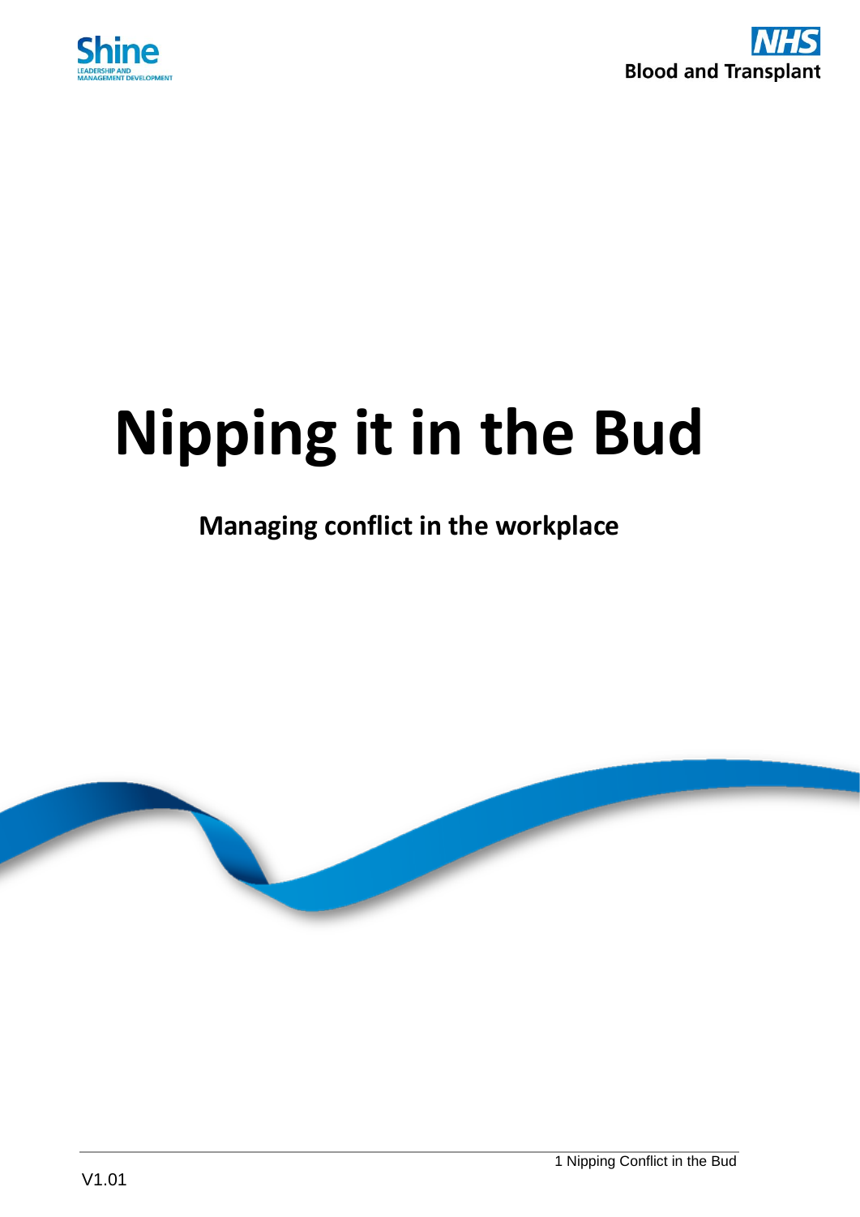Shine

LEADERSHIP AND MANAGEMENT DEVELOPMENT

NHS Blood and Transplant

# Nipping it in the Bud

## Managing conflict in the workplace

V1.01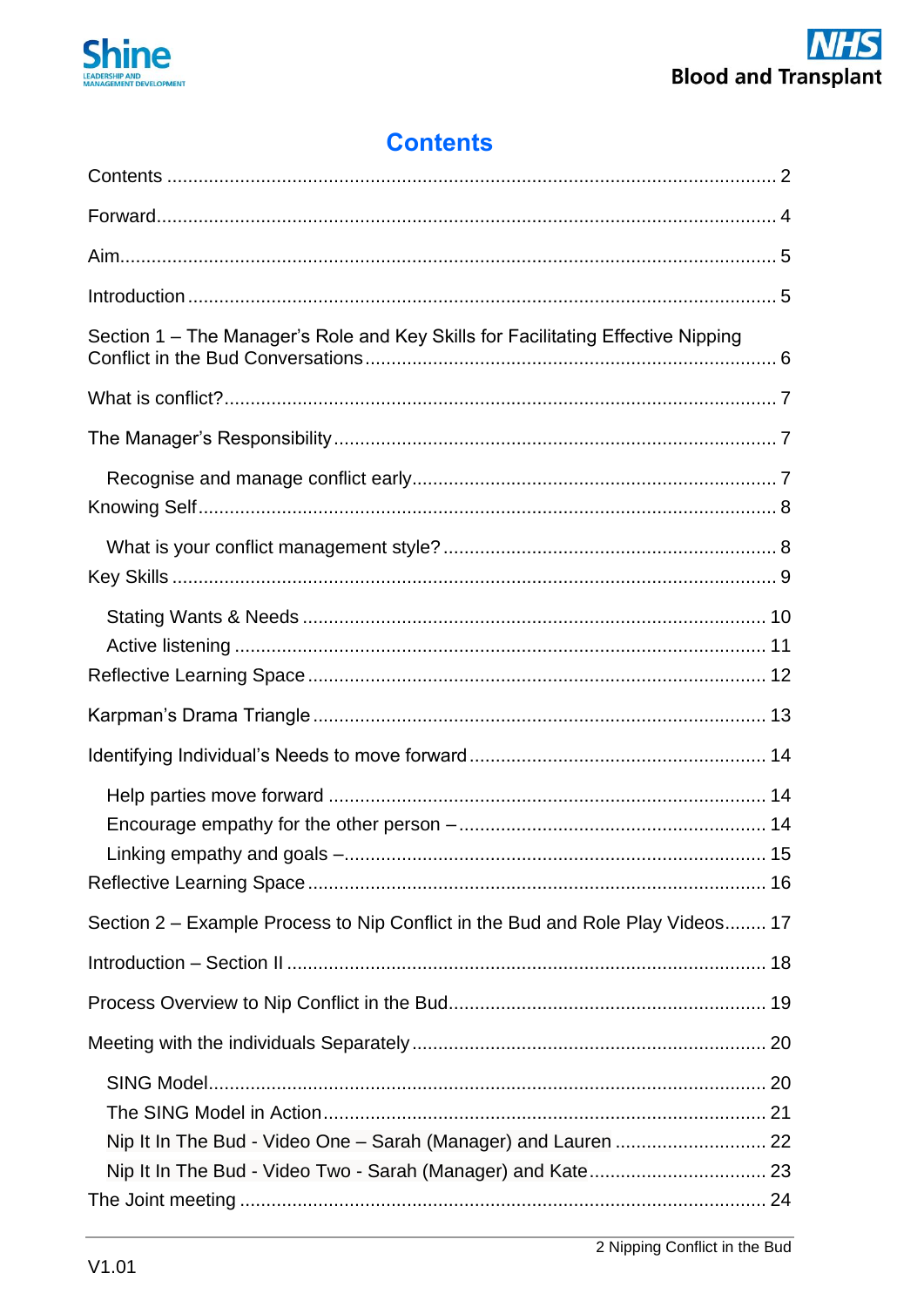# Contents

Contents ........................................................................................................ 2

Forward.......................................................................................................... 4

Aim................................................................................................................ 5

Introduction .................................................................................................. 5

Section 1 – The Manager's Role and Key Skills for Facilitating Effective Nipping Conflict in the Bud Conversations .............................................................................. 6

What is conflict?........................................................................................... 7

The Manager's Responsibility........................................................................ 7

- Recognise and manage conflict early...................................................... 7

Knowing Self................................................................................................. 8

- What is your conflict management style?................................................. 8

Key Skills ...................................................................................................... 9

- Stating Wants & Needs ......................................................................... 10
- Active listening ...................................................................................... 11

Reflective Learning Space .......................................................................... 12

Karpman's Drama Triangle ......................................................................... 13

Identifying Individual's Needs to move forward ........................................... 14

- Help parties move forward ..................................................................... 14
- Encourage empathy for the other person – ............................................ 14
- Linking empathy and goals –.................................................................. 15

Reflective Learning Space .......................................................................... 16

Section 2 – Example Process to Nip Conflict in the Bud and Role Play Videos........ 17

Introduction – Section II .............................................................................. 18

Process Overview to Nip Conflict in the Bud............................................... 19

Meeting with the individuals Separately...................................................... 20

- SING Model............................................................................................ 20
- The SING Model in Action...................................................................... 21
- Nip It In The Bud - Video One – Sarah (Manager) and Lauren ............... 22
- Nip It In The Bud - Video Two - Sarah (Manager) and Kate.................... 23

The Joint meeting ....................................................................................... 24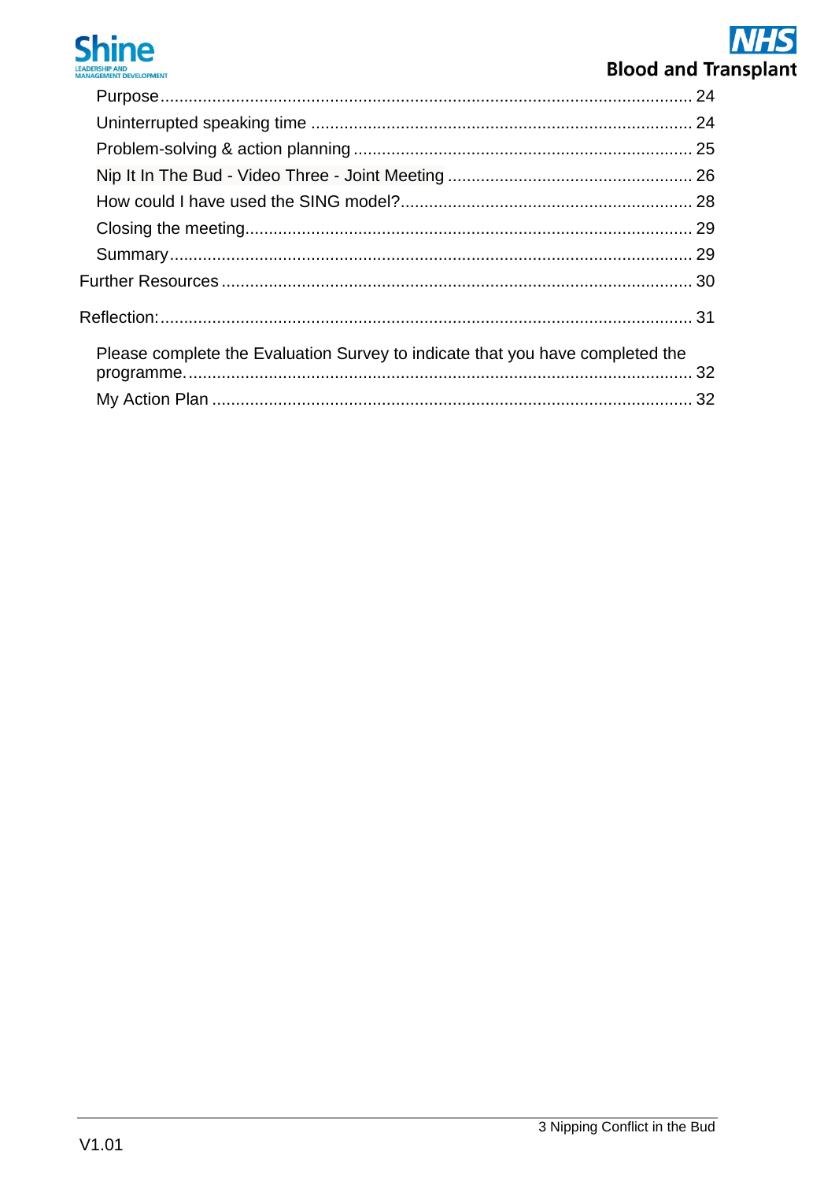- Purpose ................................................................................................................ 24
- Uninterrupted speaking time ................................................................................ 24
- Problem-solving & action planning ....................................................................... 25
- Nip It In The Bud - Video Three - Joint Meeting .................................................... 26
- How could I have used the SING model? ............................................................. 28
- Closing the meeting.............................................................................................. 29
- Summary ............................................................................................................. 29

Further Resources ................................................................................................... 30

Reflection: ............................................................................................................... 31

- Please complete the Evaluation Survey to indicate that you have completed the programme. ......................................................................................................... 32
- My Action Plan ..................................................................................................... 32

V1.01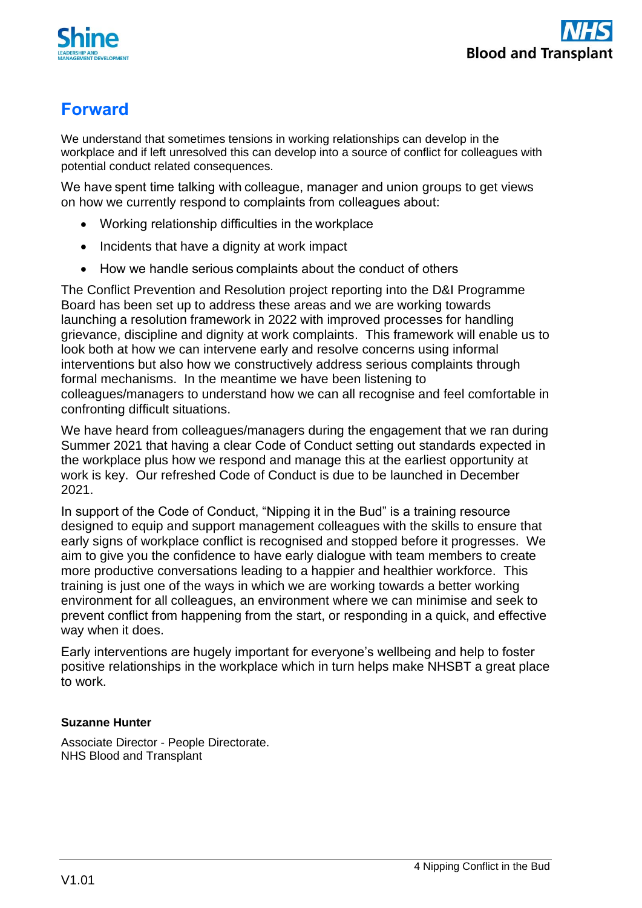# Forward

We understand that sometimes tensions in working relationships can develop in the workplace and if left unresolved this can develop into a source of conflict for colleagues with potential conduct related consequences.

We have spent time talking with colleague, manager and union groups to get views on how we currently respond to complaints from colleagues about:

- Working relationship difficulties in the workplace
- Incidents that have a dignity at work impact
- How we handle serious complaints about the conduct of others

The Conflict Prevention and Resolution project reporting into the D&I Programme Board has been set up to address these areas and we are working towards launching a resolution framework in 2022 with improved processes for handling grievance, discipline and dignity at work complaints. This framework will enable us to look both at how we can intervene early and resolve concerns using informal interventions but also how we constructively address serious complaints through formal mechanisms. In the meantime we have been listening to colleagues/managers to understand how we can all recognise and feel comfortable in confronting difficult situations.

We have heard from colleagues/managers during the engagement that we ran during Summer 2021 that having a clear Code of Conduct setting out standards expected in the workplace plus how we respond and manage this at the earliest opportunity at work is key. Our refreshed Code of Conduct is due to be launched in December 2021.

In support of the Code of Conduct, "Nipping it in the Bud" is a training resource designed to equip and support management colleagues with the skills to ensure that early signs of workplace conflict is recognised and stopped before it progresses. We aim to give you the confidence to have early dialogue with team members to create more productive conversations leading to a happier and healthier workforce. This training is just one of the ways in which we are working towards a better working environment for all colleagues, an environment where we can minimise and seek to prevent conflict from happening from the start, or responding in a quick, and effective way when it does.

Early interventions are hugely important for everyone's wellbeing and help to foster positive relationships in the workplace which in turn helps make NHSBT a great place to work.

**Suzanne Hunter**

Associate Director - People Directorate.
NHS Blood and Transplant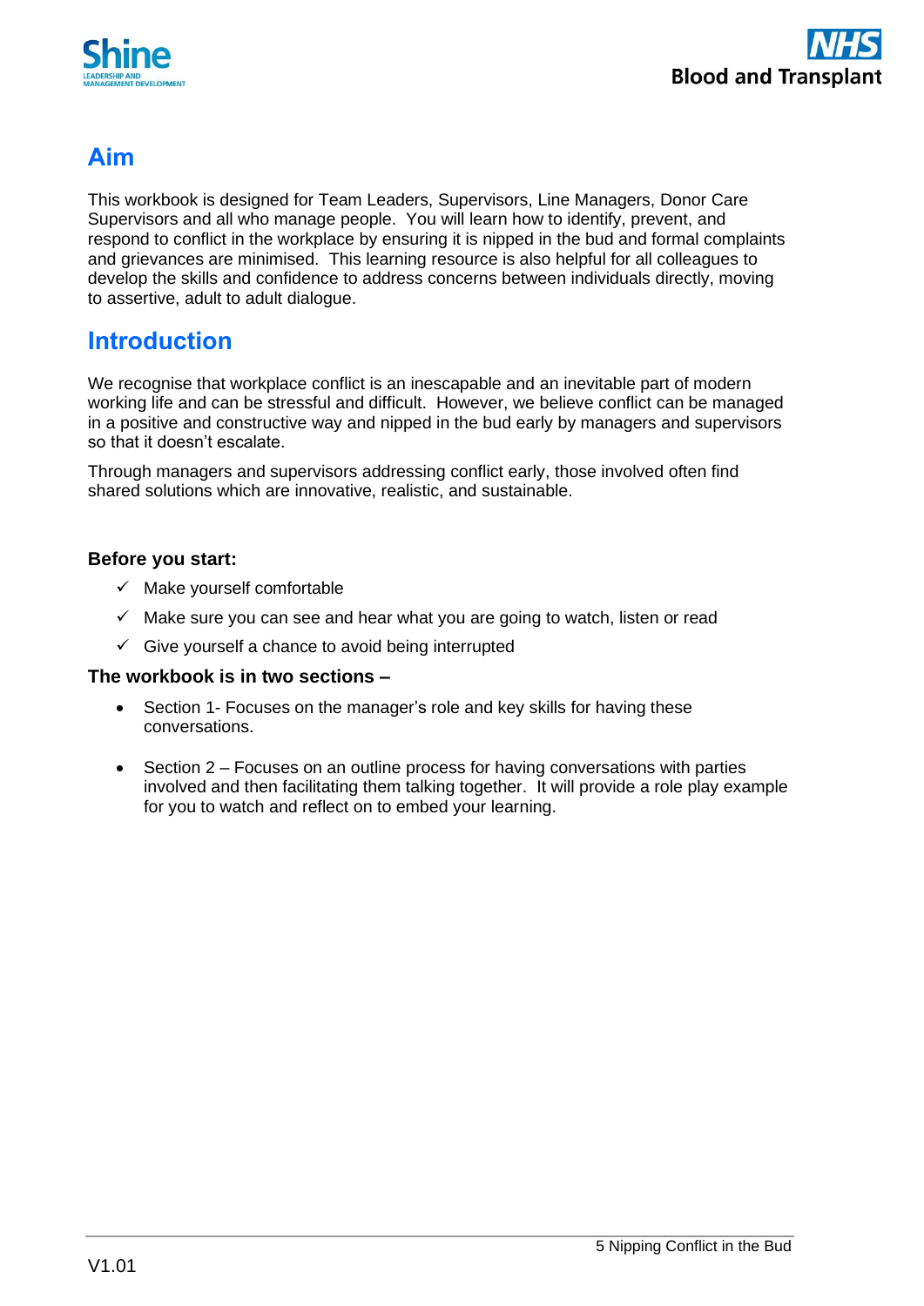## Aim

This workbook is designed for Team Leaders, Supervisors, Line Managers, Donor Care Supervisors and all who manage people. You will learn how to identify, prevent, and respond to conflict in the workplace by ensuring it is nipped in the bud and formal complaints and grievances are minimised. This learning resource is also helpful for all colleagues to develop the skills and confidence to address concerns between individuals directly, moving to assertive, adult to adult dialogue.

## Introduction

We recognise that workplace conflict is an inescapable and an inevitable part of modern working life and can be stressful and difficult. However, we believe conflict can be managed in a positive and constructive way and nipped in the bud early by managers and supervisors so that it doesn't escalate.

Through managers and supervisors addressing conflict early, those involved often find shared solutions which are innovative, realistic, and sustainable.

**Before you start:**

- ✓ Make yourself comfortable
- ✓ Make sure you can see and hear what you are going to watch, listen or read
- ✓ Give yourself a chance to avoid being interrupted

**The workbook is in two sections –**

- Section 1- Focuses on the manager's role and key skills for having these conversations.
- Section 2 – Focuses on an outline process for having conversations with parties involved and then facilitating them talking together. It will provide a role play example for you to watch and reflect on to embed your learning.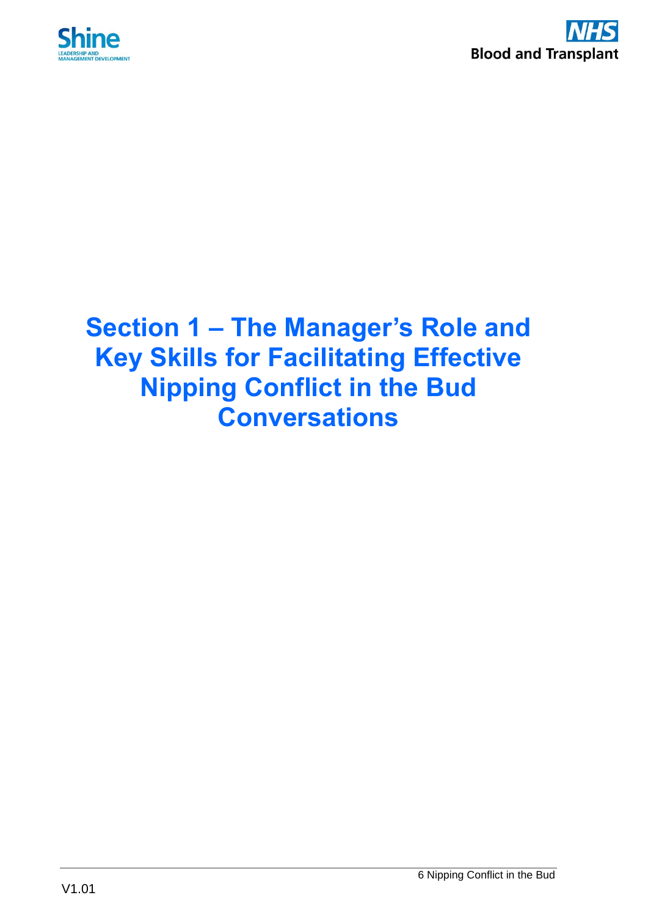# Section 1 – The Manager's Role and Key Skills for Facilitating Effective Nipping Conflict in the Bud Conversations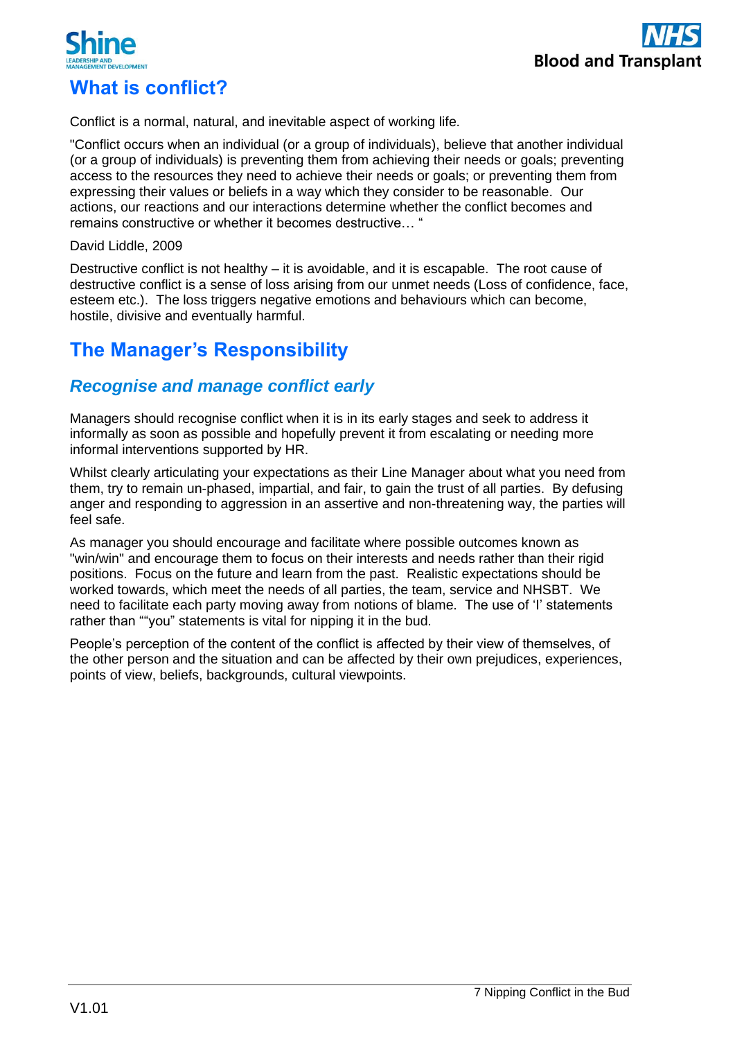## What is conflict?

Conflict is a normal, natural, and inevitable aspect of working life.

"Conflict occurs when an individual (or a group of individuals), believe that another individual (or a group of individuals) is preventing them from achieving their needs or goals; preventing access to the resources they need to achieve their needs or goals; or preventing them from expressing their values or beliefs in a way which they consider to be reasonable. Our actions, our reactions and our interactions determine whether the conflict becomes and remains constructive or whether it becomes destructive… "

David Liddle, 2009

Destructive conflict is not healthy – it is avoidable, and it is escapable. The root cause of destructive conflict is a sense of loss arising from our unmet needs (Loss of confidence, face, esteem etc.). The loss triggers negative emotions and behaviours which can become, hostile, divisive and eventually harmful.

## The Manager's Responsibility

### *Recognise and manage conflict early*

Managers should recognise conflict when it is in its early stages and seek to address it informally as soon as possible and hopefully prevent it from escalating or needing more informal interventions supported by HR.

Whilst clearly articulating your expectations as their Line Manager about what you need from them, try to remain un-phased, impartial, and fair, to gain the trust of all parties. By defusing anger and responding to aggression in an assertive and non-threatening way, the parties will feel safe.

As manager you should encourage and facilitate where possible outcomes known as "win/win" and encourage them to focus on their interests and needs rather than their rigid positions. Focus on the future and learn from the past. Realistic expectations should be worked towards, which meet the needs of all parties, the team, service and NHSBT. We need to facilitate each party moving away from notions of blame. The use of 'I' statements rather than ""you" statements is vital for nipping it in the bud.

People's perception of the content of the conflict is affected by their view of themselves, of the other person and the situation and can be affected by their own prejudices, experiences, points of view, beliefs, backgrounds, cultural viewpoints.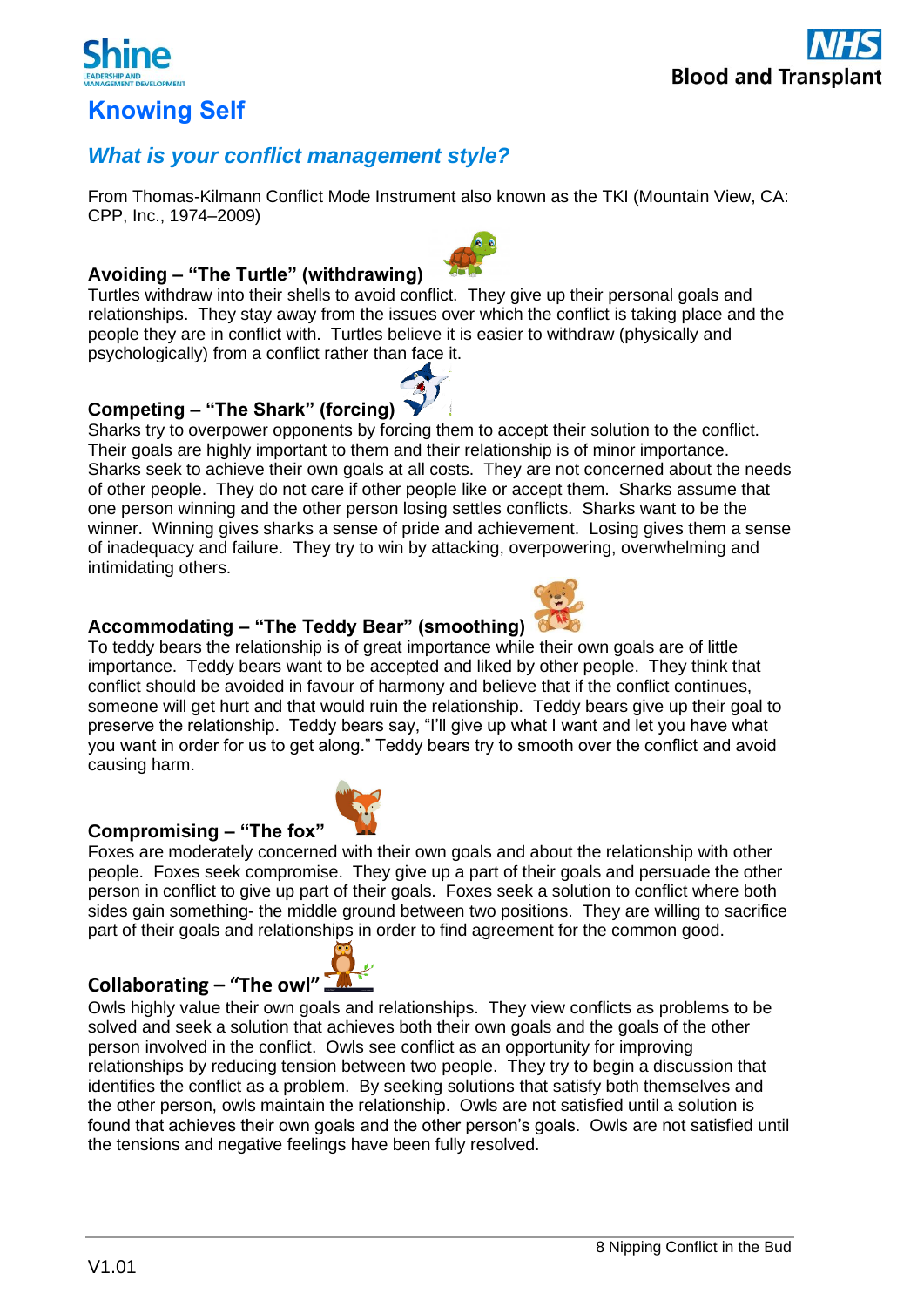# Knowing Self

## *What is your conflict management style?*

From Thomas-Kilmann Conflict Mode Instrument also known as the TKI (Mountain View, CA: CPP, Inc., 1974–2009)

### Avoiding – "The Turtle" (withdrawing)

Turtles withdraw into their shells to avoid conflict. They give up their personal goals and relationships. They stay away from the issues over which the conflict is taking place and the people they are in conflict with. Turtles believe it is easier to withdraw (physically and psychologically) from a conflict rather than face it.

### Competing – "The Shark" (forcing)

Sharks try to overpower opponents by forcing them to accept their solution to the conflict. Their goals are highly important to them and their relationship is of minor importance. Sharks seek to achieve their own goals at all costs. They are not concerned about the needs of other people. They do not care if other people like or accept them. Sharks assume that one person winning and the other person losing settles conflicts. Sharks want to be the winner. Winning gives sharks a sense of pride and achievement. Losing gives them a sense of inadequacy and failure. They try to win by attacking, overpowering, overwhelming and intimidating others.

### Accommodating – "The Teddy Bear" (smoothing)

To teddy bears the relationship is of great importance while their own goals are of little importance. Teddy bears want to be accepted and liked by other people. They think that conflict should be avoided in favour of harmony and believe that if the conflict continues, someone will get hurt and that would ruin the relationship. Teddy bears give up their goal to preserve the relationship. Teddy bears say, "I'll give up what I want and let you have what you want in order for us to get along." Teddy bears try to smooth over the conflict and avoid causing harm.

### Compromising – "The fox"

Foxes are moderately concerned with their own goals and about the relationship with other people. Foxes seek compromise. They give up a part of their goals and persuade the other person in conflict to give up part of their goals. Foxes seek a solution to conflict where both sides gain something- the middle ground between two positions. They are willing to sacrifice part of their goals and relationships in order to find agreement for the common good.

### Collaborating – "The owl"

Owls highly value their own goals and relationships. They view conflicts as problems to be solved and seek a solution that achieves both their own goals and the goals of the other person involved in the conflict. Owls see conflict as an opportunity for improving relationships by reducing tension between two people. They try to begin a discussion that identifies the conflict as a problem. By seeking solutions that satisfy both themselves and the other person, owls maintain the relationship. Owls are not satisfied until a solution is found that achieves their own goals and the other person's goals. Owls are not satisfied until the tensions and negative feelings have been fully resolved.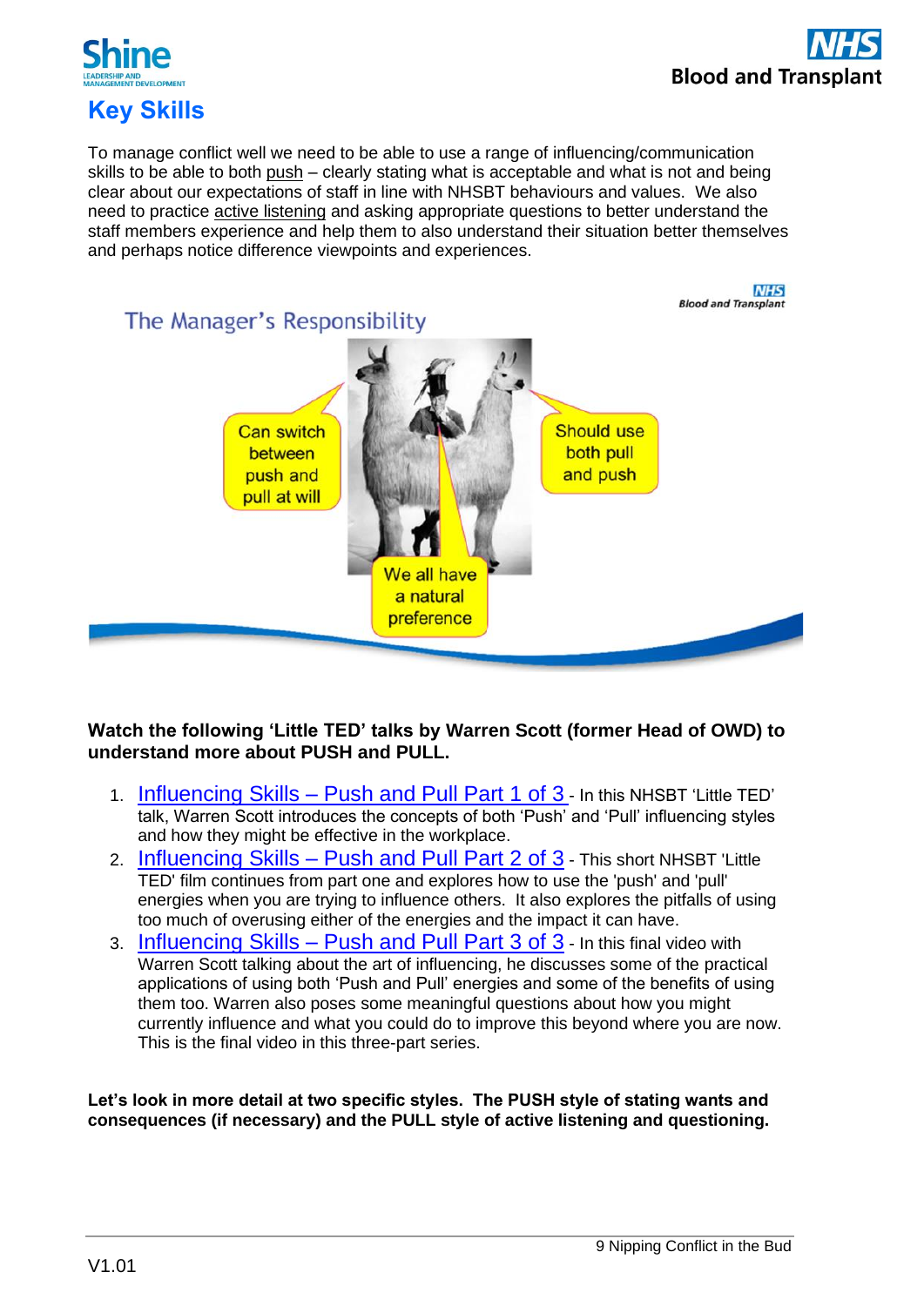# Key Skills

To manage conflict well we need to be able to use a range of influencing/communication skills to be able to both push – clearly stating what is acceptable and what is not and being clear about our expectations of staff in line with NHSBT behaviours and values. We also need to practice active listening and asking appropriate questions to better understand the staff members experience and help them to also understand their situation better themselves and perhaps notice difference viewpoints and experiences.

The Manager's Responsibility

Can switch between push and pull at will

Should use both pull and push

We all have a natural preference

**Watch the following 'Little TED' talks by Warren Scott (former Head of OWD) to understand more about PUSH and PULL.**

1. Influencing Skills – Push and Pull Part 1 of 3 - In this NHSBT 'Little TED' talk, Warren Scott introduces the concepts of both 'Push' and 'Pull' influencing styles and how they might be effective in the workplace.
2. Influencing Skills – Push and Pull Part 2 of 3 - This short NHSBT 'Little TED' film continues from part one and explores how to use the 'push' and 'pull' energies when you are trying to influence others. It also explores the pitfalls of using too much of overusing either of the energies and the impact it can have.
3. Influencing Skills – Push and Pull Part 3 of 3 - In this final video with Warren Scott talking about the art of influencing, he discusses some of the practical applications of using both 'Push and Pull' energies and some of the benefits of using them too. Warren also poses some meaningful questions about how you might currently influence and what you could do to improve this beyond where you are now. This is the final video in this three-part series.

**Let's look in more detail at two specific styles. The PUSH style of stating wants and consequences (if necessary) and the PULL style of active listening and questioning.**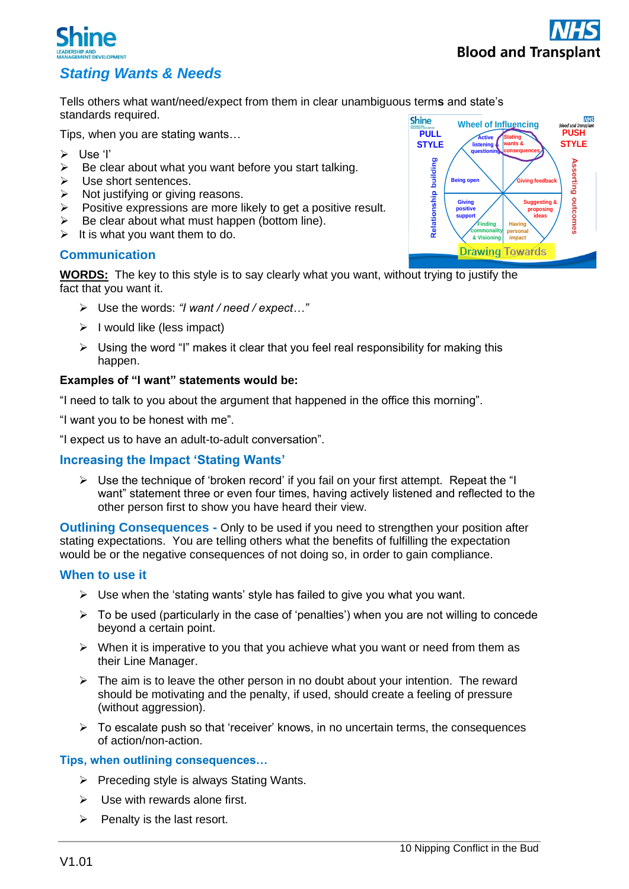## Stating Wants & Needs

Tells others what want/need/expect from them in clear unambiguous terms and state's standards required.

Tips, when you are stating wants…

- Use 'I'
- Be clear about what you want before you start talking.
- Use short sentences.
- Not justifying or giving reasons.
- Positive expressions are more likely to get a positive result.
- Be clear about what must happen (bottom line).
- It is what you want them to do.

### Communication

**WORDS:** The key to this style is to say clearly what you want, without trying to justify the fact that you want it.

- Use the words: *"I want / need / expect…"*
- I would like (less impact)
- Using the word "I" makes it clear that you feel real responsibility for making this happen.

**Examples of "I want" statements would be:**

"I need to talk to you about the argument that happened in the office this morning".

"I want you to be honest with me".

"I expect us to have an adult-to-adult conversation".

### Increasing the Impact 'Stating Wants'

- Use the technique of 'broken record' if you fail on your first attempt. Repeat the "I want" statement three or even four times, having actively listened and reflected to the other person first to show you have heard their view.

**Outlining Consequences -** Only to be used if you need to strengthen your position after stating expectations. You are telling others what the benefits of fulfilling the expectation would be or the negative consequences of not doing so, in order to gain compliance.

### When to use it

- Use when the 'stating wants' style has failed to give you what you want.
- To be used (particularly in the case of 'penalties') when you are not willing to concede beyond a certain point.
- When it is imperative to you that you achieve what you want or need from them as their Line Manager.
- The aim is to leave the other person in no doubt about your intention. The reward should be motivating and the penalty, if used, should create a feeling of pressure (without aggression).
- To escalate push so that 'receiver' knows, in no uncertain terms, the consequences of action/non-action.

### Tips, when outlining consequences…

- Preceding style is always Stating Wants.
- Use with rewards alone first.
- Penalty is the last resort.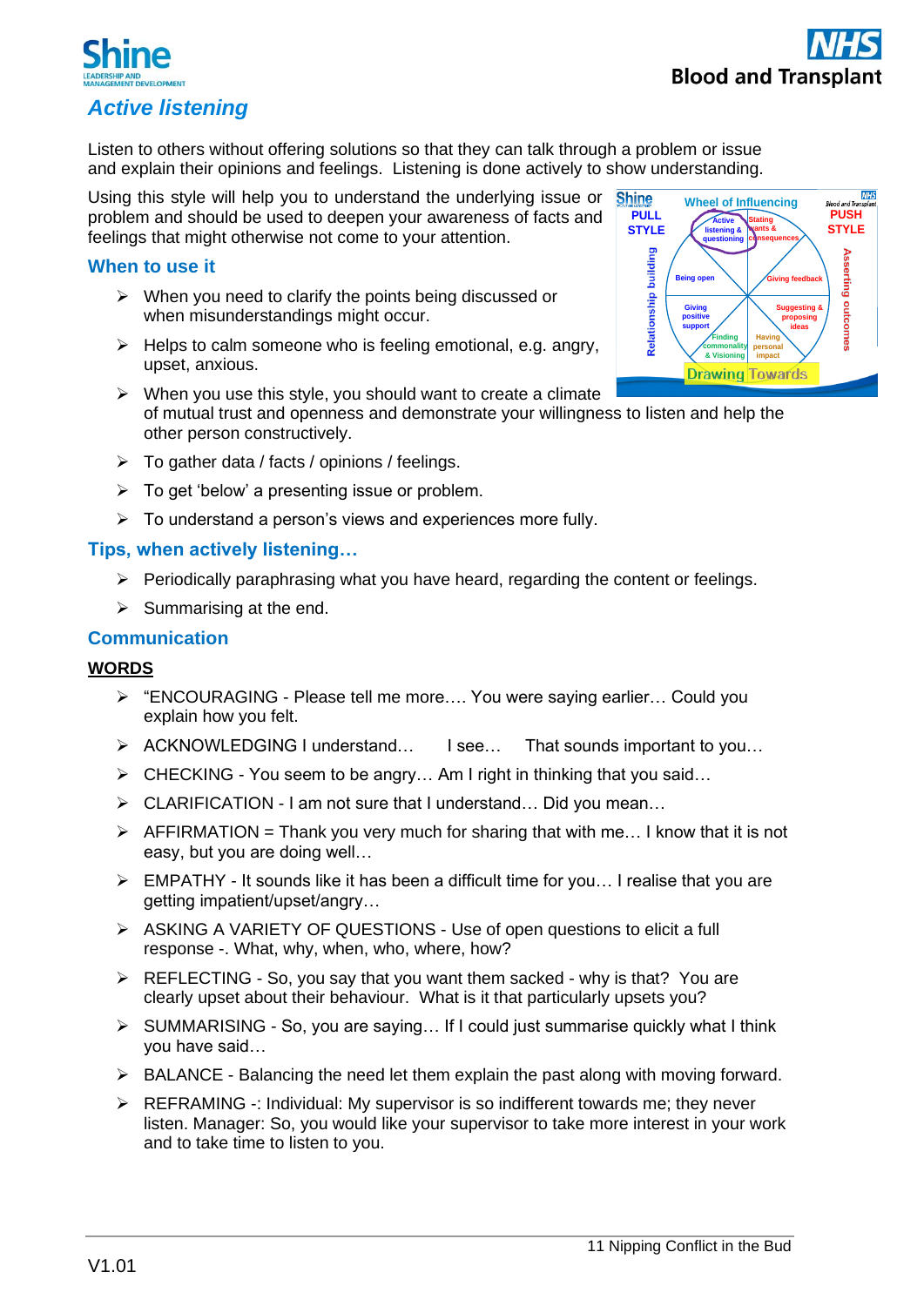## Active listening

Listen to others without offering solutions so that they can talk through a problem or issue and explain their opinions and feelings. Listening is done actively to show understanding.

Using this style will help you to understand the underlying issue or problem and should be used to deepen your awareness of facts and feelings that might otherwise not come to your attention.

### When to use it

- When you need to clarify the points being discussed or when misunderstandings might occur.
- Helps to calm someone who is feeling emotional, e.g. angry, upset, anxious.
- When you use this style, you should want to create a climate of mutual trust and openness and demonstrate your willingness to listen and help the other person constructively.
- To gather data / facts / opinions / feelings.
- To get 'below' a presenting issue or problem.
- To understand a person's views and experiences more fully.

### Tips, when actively listening…

- Periodically paraphrasing what you have heard, regarding the content or feelings.
- Summarising at the end.

### Communication

**WORDS**

- "ENCOURAGING - Please tell me more…. You were saying earlier… Could you explain how you felt.
- ACKNOWLEDGING I understand… I see… That sounds important to you…
- CHECKING - You seem to be angry… Am I right in thinking that you said…
- CLARIFICATION - I am not sure that I understand… Did you mean…
- AFFIRMATION = Thank you very much for sharing that with me… I know that it is not easy, but you are doing well…
- EMPATHY - It sounds like it has been a difficult time for you… I realise that you are getting impatient/upset/angry…
- ASKING A VARIETY OF QUESTIONS - Use of open questions to elicit a full response -. What, why, when, who, where, how?
- REFLECTING - So, you say that you want them sacked - why is that? You are clearly upset about their behaviour. What is it that particularly upsets you?
- SUMMARISING - So, you are saying… If I could just summarise quickly what I think you have said…
- BALANCE - Balancing the need let them explain the past along with moving forward.
- REFRAMING -: Individual: My supervisor is so indifferent towards me; they never listen. Manager: So, you would like your supervisor to take more interest in your work and to take time to listen to you.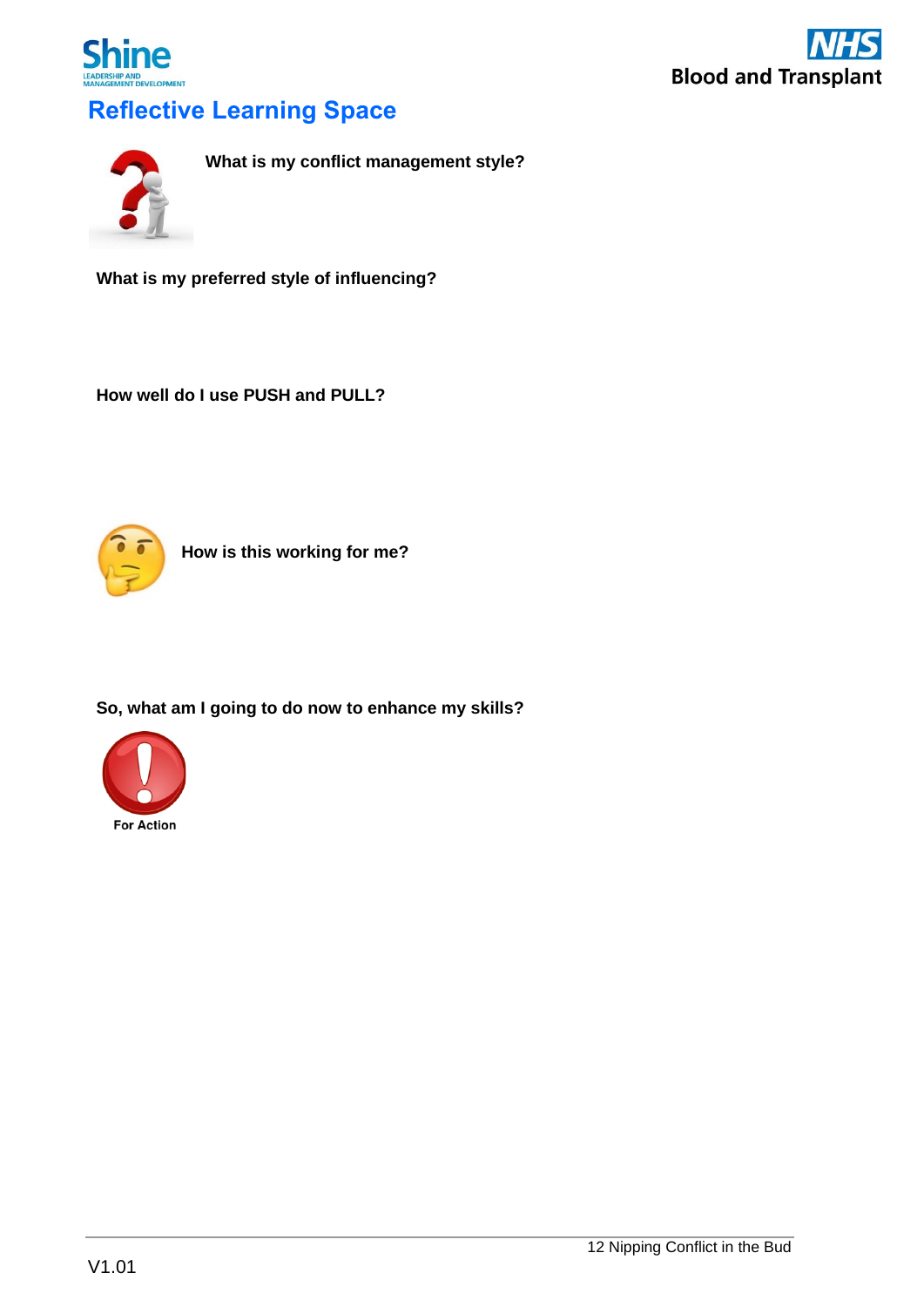# Reflective Learning Space

**What is my conflict management style?**

**What is my preferred style of influencing?**

**How well do I use PUSH and PULL?**

**How is this working for me?**

**So, what am I going to do now to enhance my skills?**

For Action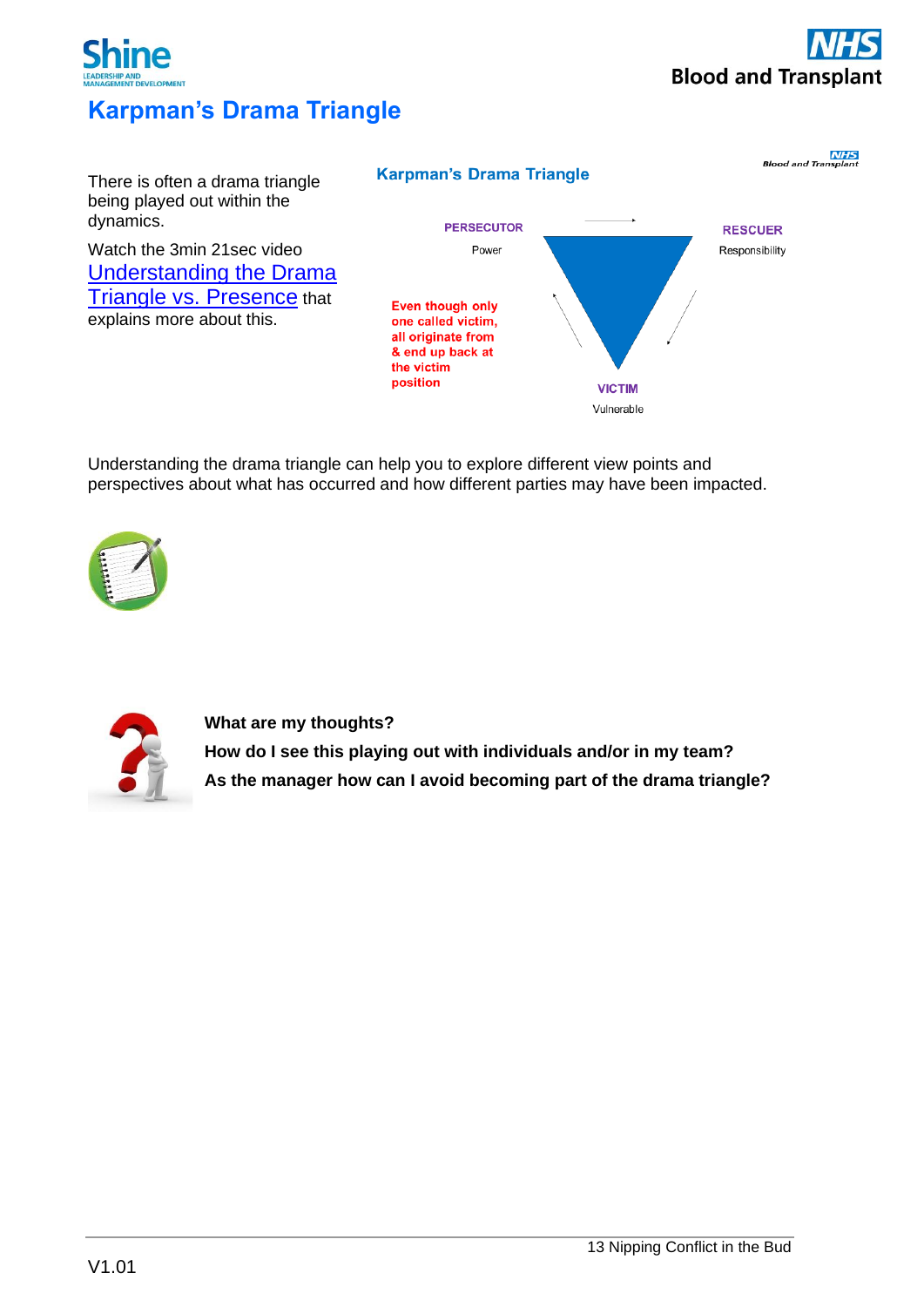# Karpman's Drama Triangle

There is often a drama triangle being played out within the dynamics.

Watch the 3min 21sec video [Understanding the Drama Triangle vs. Presence] that explains more about this.

**Karpman's Drama Triangle**

**PERSECUTOR**
Power

**RESCUER**
Responsibility

**VICTIM**
Vulnerable

**Even though only one called victim, all originate from & end up back at the victim position**

Understanding the drama triangle can help you to explore different view points and perspectives about what has occurred and how different parties may have been impacted.

**What are my thoughts?**

**How do I see this playing out with individuals and/or in my team?**

**As the manager how can I avoid becoming part of the drama triangle?**

V1.01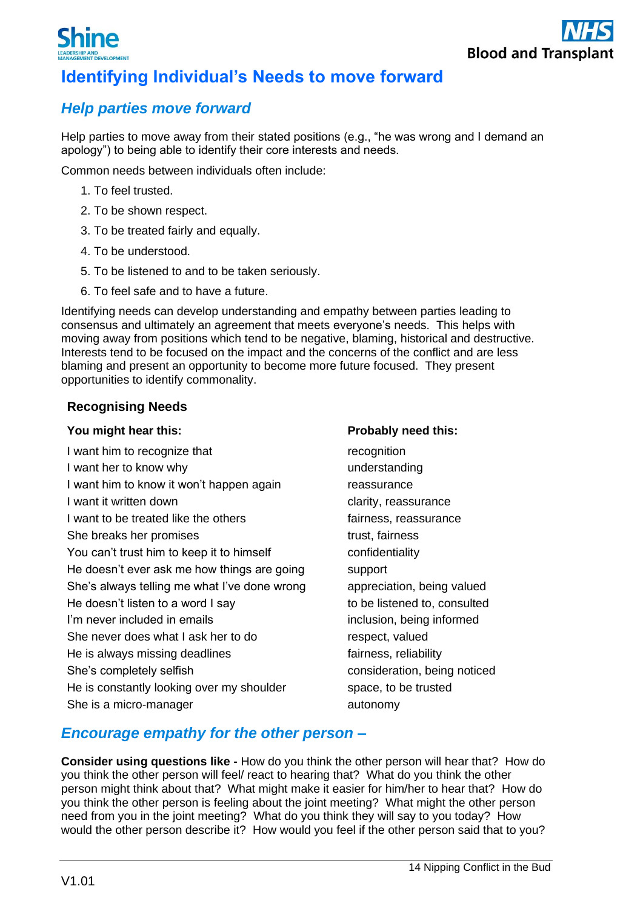# Identifying Individual's Needs to move forward

## *Help parties move forward*

Help parties to move away from their stated positions (e.g., "he was wrong and I demand an apology") to being able to identify their core interests and needs.

Common needs between individuals often include:

1. To feel trusted.
2. To be shown respect.
3. To be treated fairly and equally.
4. To be understood.
5. To be listened to and to be taken seriously.
6. To feel safe and to have a future.

Identifying needs can develop understanding and empathy between parties leading to consensus and ultimately an agreement that meets everyone's needs. This helps with moving away from positions which tend to be negative, blaming, historical and destructive. Interests tend to be focused on the impact and the concerns of the conflict and are less blaming and present an opportunity to become more future focused. They present opportunities to identify commonality.

### Recognising Needs

| You might hear this: | Probably need this: |
|---|---|
| I want him to recognize that | recognition |
| I want her to know why | understanding |
| I want him to know it won't happen again | reassurance |
| I want it written down | clarity, reassurance |
| I want to be treated like the others | fairness, reassurance |
| She breaks her promises | trust, fairness |
| You can't trust him to keep it to himself | confidentiality |
| He doesn't ever ask me how things are going | support |
| She's always telling me what I've done wrong | appreciation, being valued |
| He doesn't listen to a word I say | to be listened to, consulted |
| I'm never included in emails | inclusion, being informed |
| She never does what I ask her to do | respect, valued |
| He is always missing deadlines | fairness, reliability |
| She's completely selfish | consideration, being noticed |
| He is constantly looking over my shoulder | space, to be trusted |
| She is a micro-manager | autonomy |

## *Encourage empathy for the other person –*

**Consider using questions like -** How do you think the other person will hear that? How do you think the other person will feel/ react to hearing that? What do you think the other person might think about that? What might make it easier for him/her to hear that? How do you think the other person is feeling about the joint meeting? What might the other person need from you in the joint meeting? What do you think they will say to you today? How would the other person describe it? How would you feel if the other person said that to you?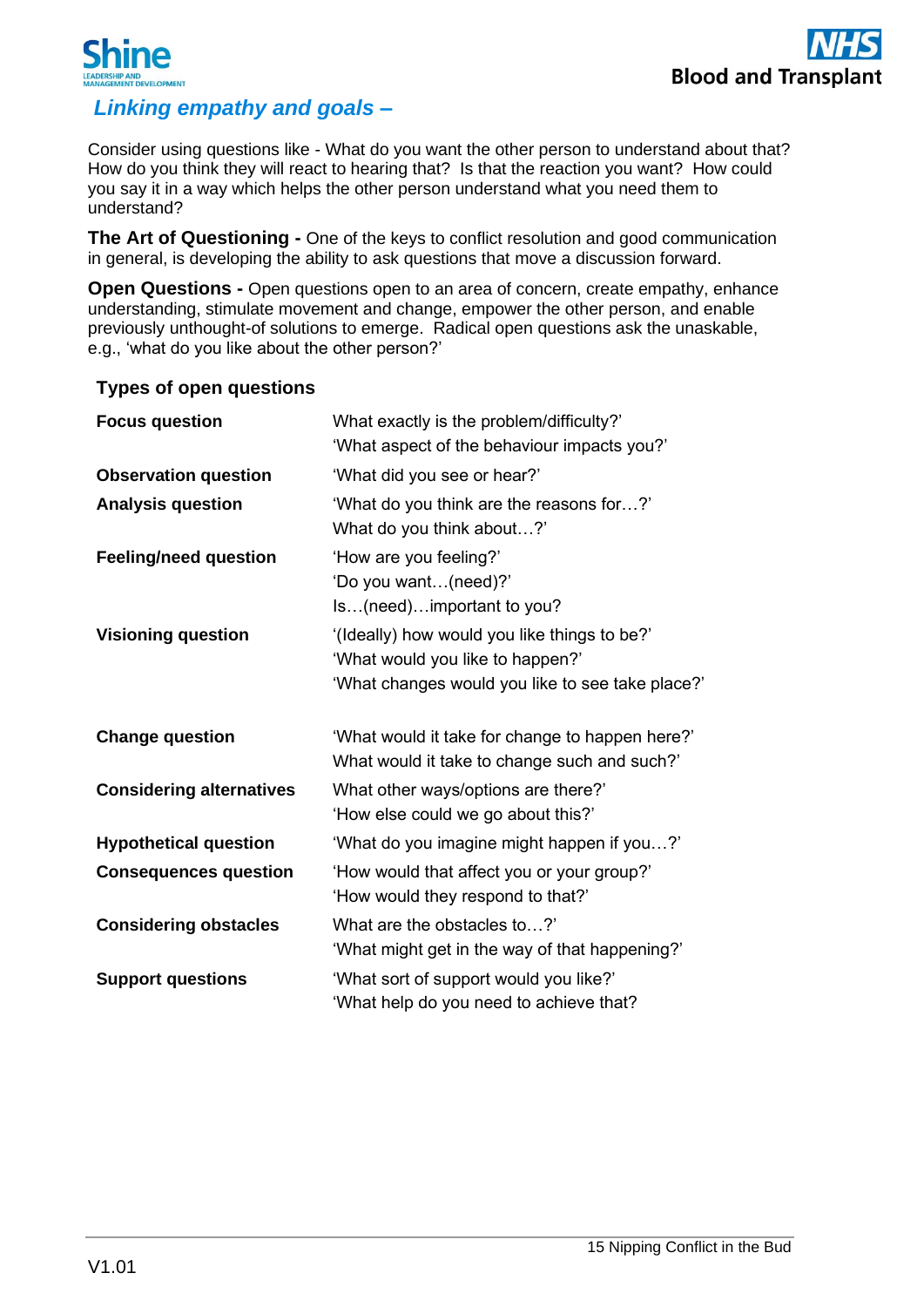## *Linking empathy and goals –*

Consider using questions like - What do you want the other person to understand about that? How do you think they will react to hearing that? Is that the reaction you want? How could you say it in a way which helps the other person understand what you need them to understand?

**The Art of Questioning -** One of the keys to conflict resolution and good communication in general, is developing the ability to ask questions that move a discussion forward.

**Open Questions -** Open questions open to an area of concern, create empathy, enhance understanding, stimulate movement and change, empower the other person, and enable previously unthought-of solutions to emerge. Radical open questions ask the unaskable, e.g., 'what do you like about the other person?'

### Types of open questions

| | |
|---|---|
| **Focus question** | What exactly is the problem/difficulty?'<br>'What aspect of the behaviour impacts you?' |
| **Observation question** | 'What did you see or hear?' |
| **Analysis question** | 'What do you think are the reasons for…?'<br>What do you think about…?' |
| **Feeling/need question** | 'How are you feeling?'<br>'Do you want…(need)?'<br>Is…(need)…important to you? |
| **Visioning question** | '(Ideally) how would you like things to be?'<br>'What would you like to happen?'<br>'What changes would you like to see take place?' |
| **Change question** | 'What would it take for change to happen here?'<br>What would it take to change such and such?' |
| **Considering alternatives** | What other ways/options are there?'<br>'How else could we go about this?' |
| **Hypothetical question** | 'What do you imagine might happen if you…?' |
| **Consequences question** | 'How would that affect you or your group?'<br>'How would they respond to that?' |
| **Considering obstacles** | What are the obstacles to…?'<br>'What might get in the way of that happening?' |
| **Support questions** | 'What sort of support would you like?'<br>'What help do you need to achieve that? |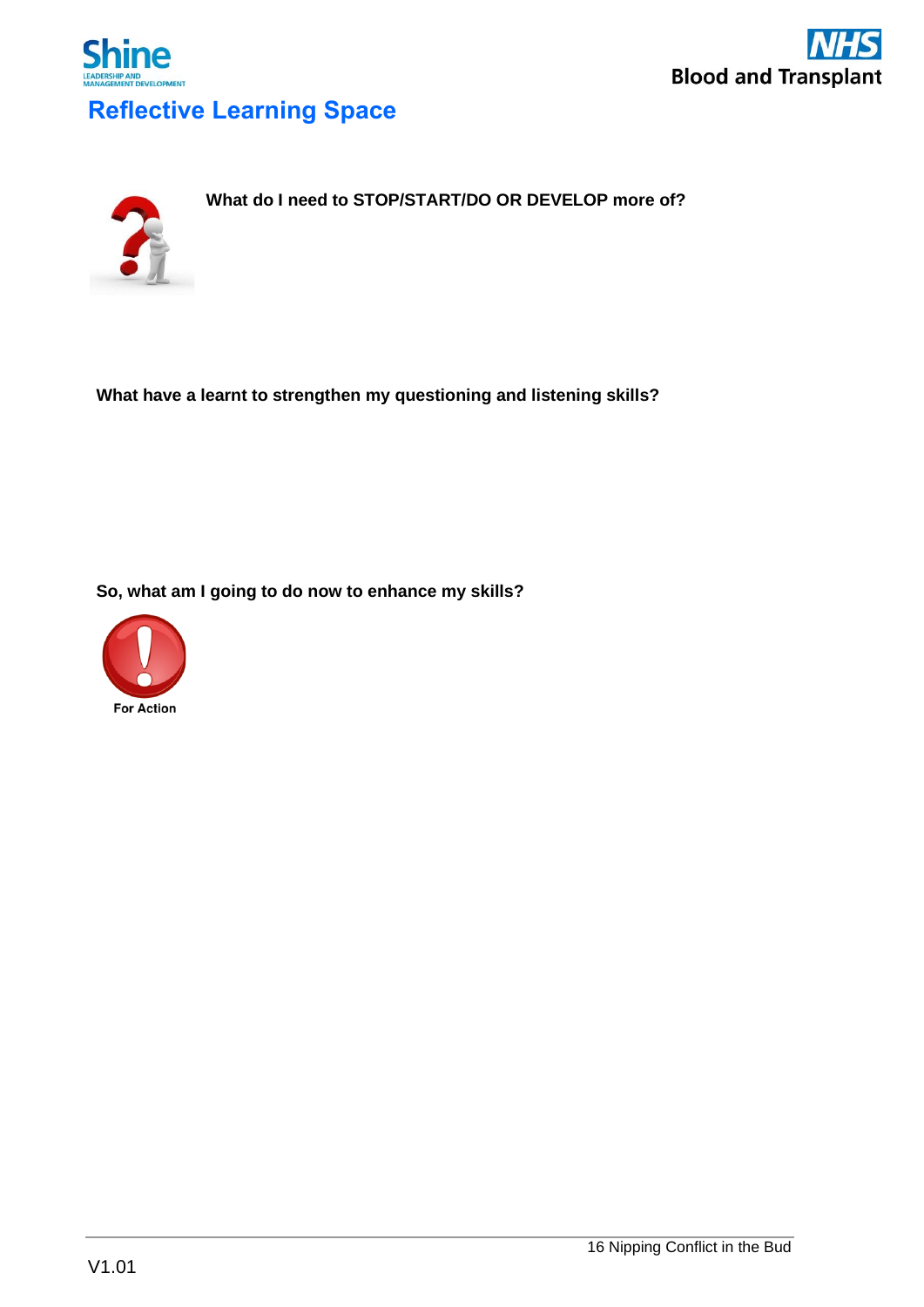# Reflective Learning Space

**What do I need to STOP/START/DO OR DEVELOP more of?**

**What have a learnt to strengthen my questioning and listening skills?**

**So, what am I going to do now to enhance my skills?**

For Action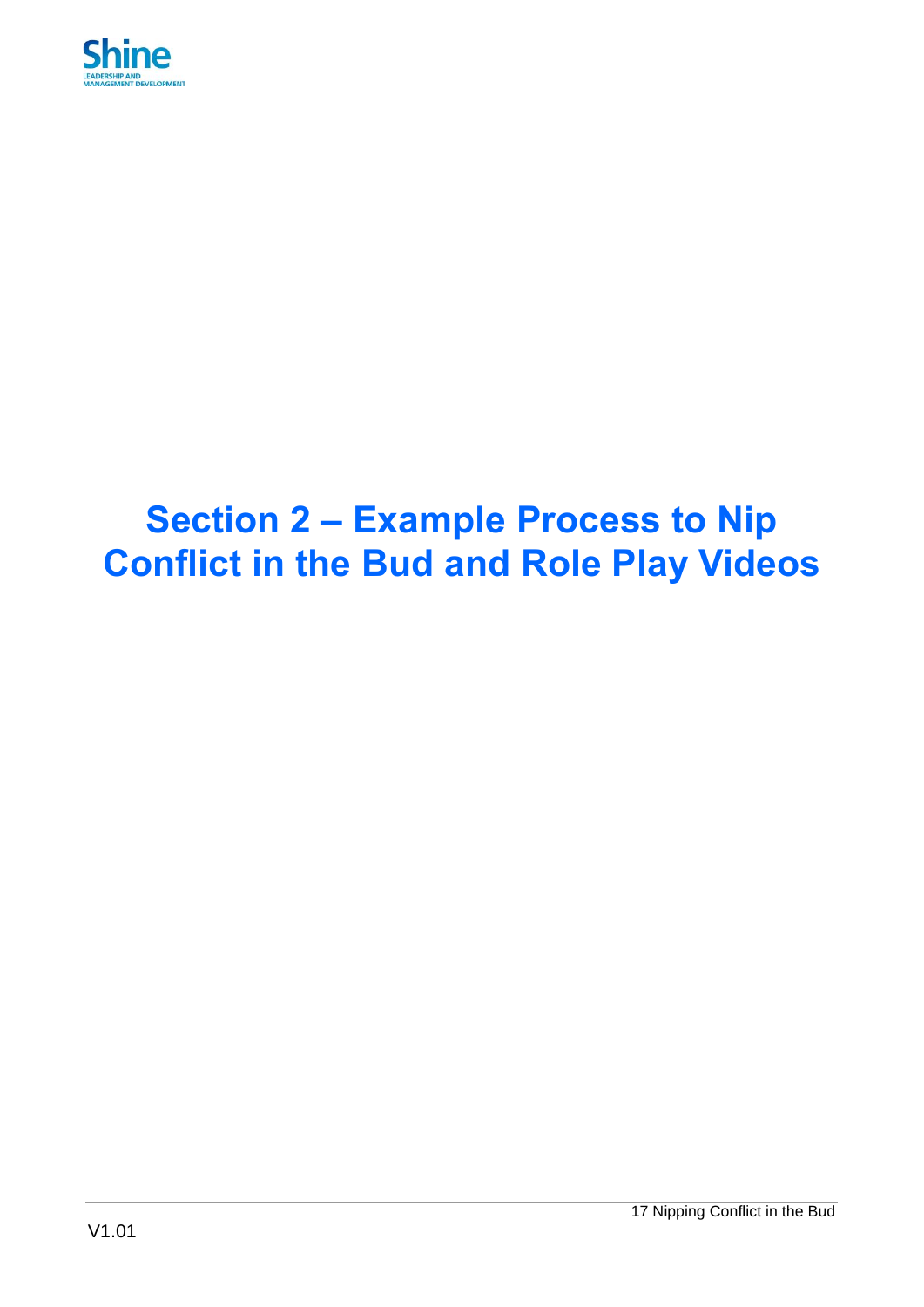# Section 2 – Example Process to Nip Conflict in the Bud and Role Play Videos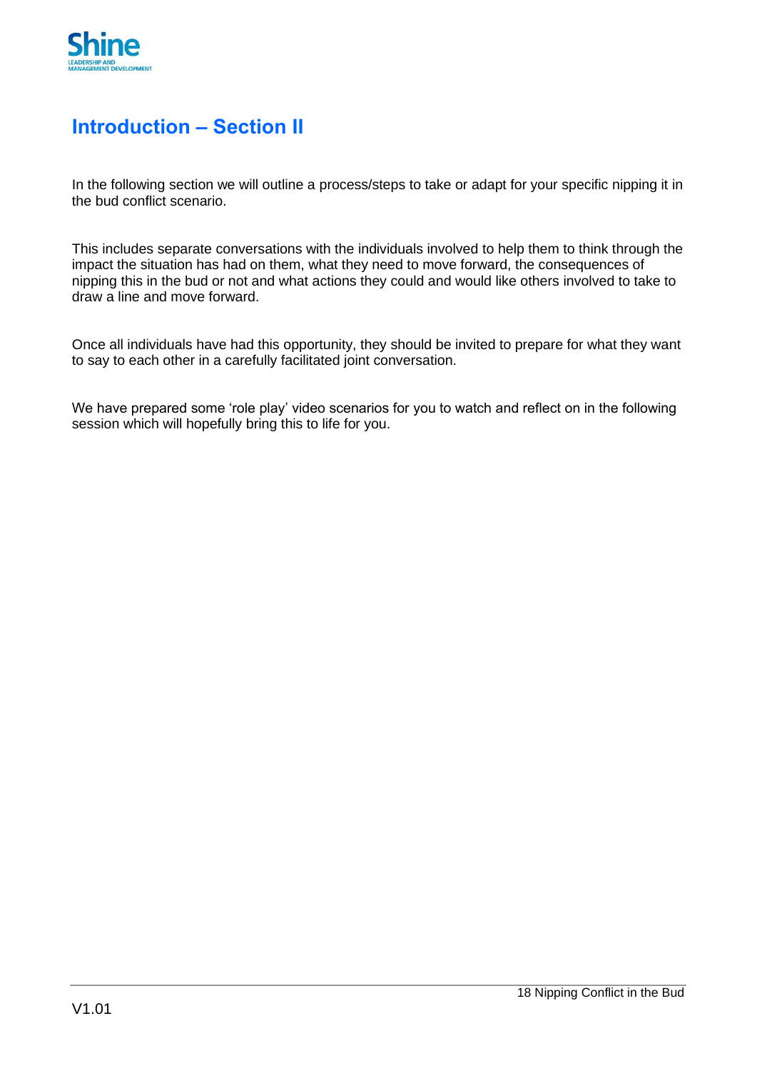## Introduction – Section II

In the following section we will outline a process/steps to take or adapt for your specific nipping it in the bud conflict scenario.

This includes separate conversations with the individuals involved to help them to think through the impact the situation has had on them, what they need to move forward, the consequences of nipping this in the bud or not and what actions they could and would like others involved to take to draw a line and move forward.

Once all individuals have had this opportunity, they should be invited to prepare for what they want to say to each other in a carefully facilitated joint conversation.

We have prepared some 'role play' video scenarios for you to watch and reflect on in the following session which will hopefully bring this to life for you.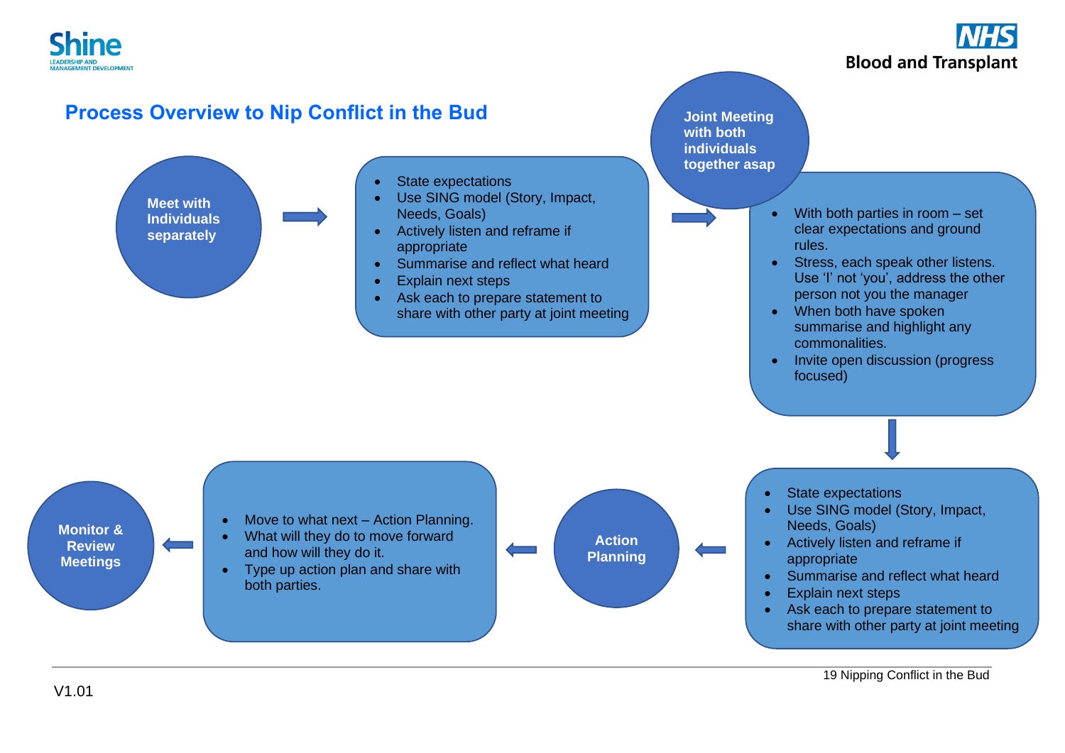## Process Overview to Nip Conflict in the Bud

**Meet with Individuals separately**

- State expectations
- Use SING model (Story, Impact, Needs, Goals)
- Actively listen and reframe if appropriate
- Summarise and reflect what heard
- Explain next steps
- Ask each to prepare statement to share with other party at joint meeting

**Joint Meeting with both individuals together asap**

- With both parties in room – set clear expectations and ground rules.
- Stress, each speak other listens. Use 'I' not 'you', address the other person not you the manager
- When both have spoken summarise and highlight any commonalities.
- Invite open discussion (progress focused)

- State expectations
- Use SING model (Story, Impact, Needs, Goals)
- Actively listen and reframe if appropriate
- Summarise and reflect what heard
- Explain next steps
- Ask each to prepare statement to share with other party at joint meeting

**Action Planning**

- Move to what next – Action Planning.
- What will they do to move forward and how will they do it.
- Type up action plan and share with both parties.

**Monitor & Review Meetings**

V1.01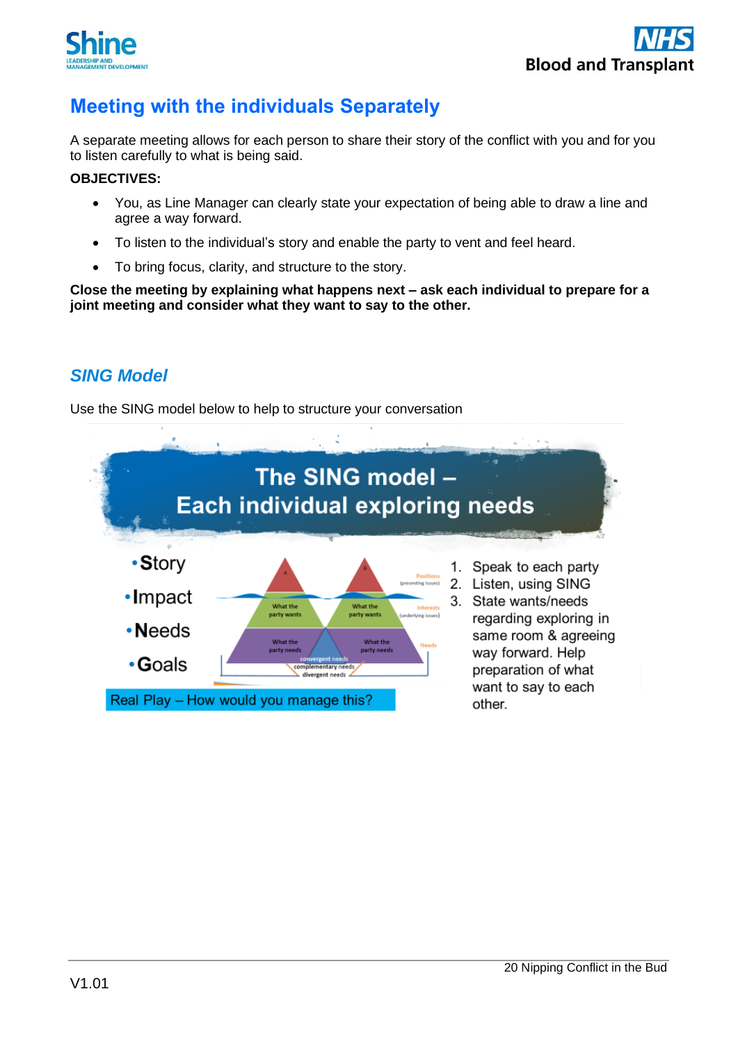# Meeting with the individuals Separately

A separate meeting allows for each person to share their story of the conflict with you and for you to listen carefully to what is being said.

**OBJECTIVES:**

- You, as Line Manager can clearly state your expectation of being able to draw a line and agree a way forward.
- To listen to the individual's story and enable the party to vent and feel heard.
- To bring focus, clarity, and structure to the story.

**Close the meeting by explaining what happens next – ask each individual to prepare for a joint meeting and consider what they want to say to the other.**

## *SING Model*

Use the SING model below to help to structure your conversation

**The SING model – Each individual exploring needs**

- Story
- Impact
- Needs
- Goals

1. Speak to each party
2. Listen, using SING
3. State wants/needs regarding exploring in same room & agreeing way forward. Help preparation of what want to say to each other.

Real Play – How would you manage this?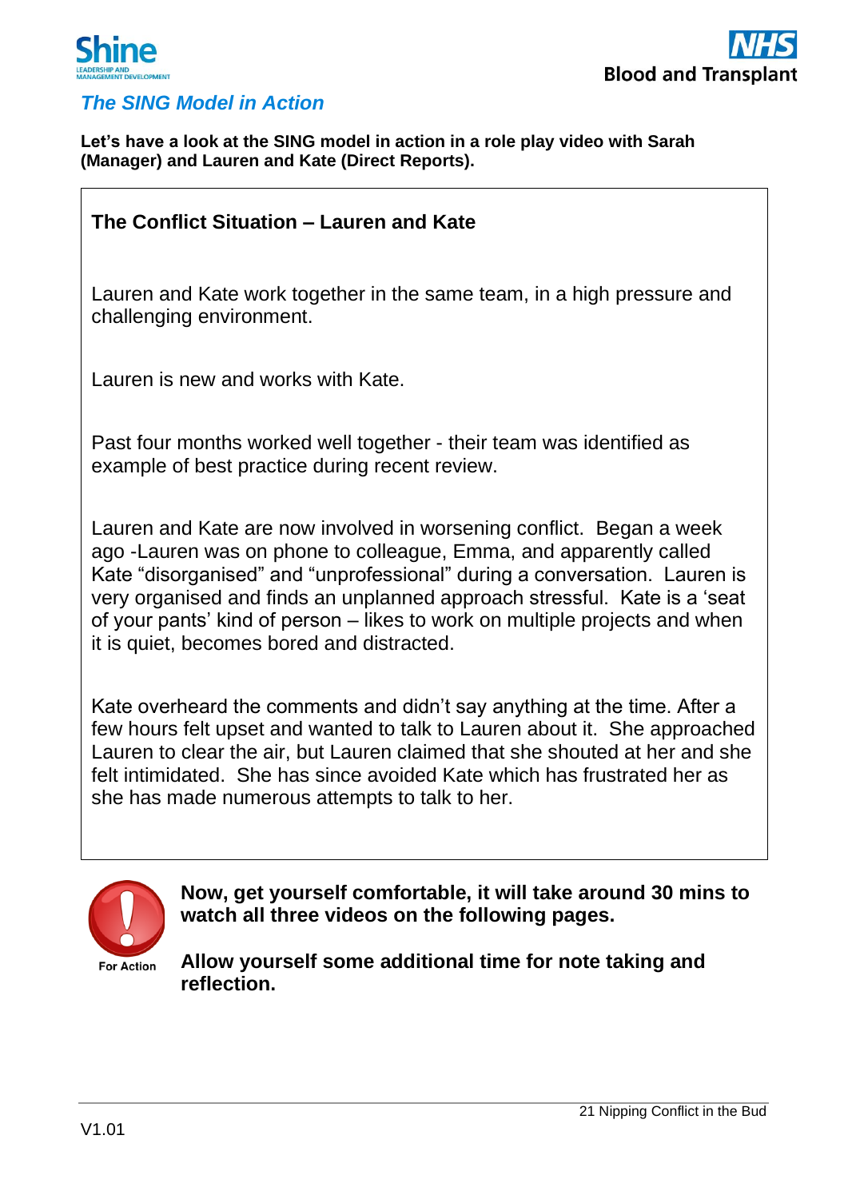## *The SING Model in Action*

**Let's have a look at the SING model in action in a role play video with Sarah (Manager) and Lauren and Kate (Direct Reports).**

### The Conflict Situation – Lauren and Kate

Lauren and Kate work together in the same team, in a high pressure and challenging environment.

Lauren is new and works with Kate.

Past four months worked well together - their team was identified as example of best practice during recent review.

Lauren and Kate are now involved in worsening conflict. Began a week ago -Lauren was on phone to colleague, Emma, and apparently called Kate "disorganised" and "unprofessional" during a conversation. Lauren is very organised and finds an unplanned approach stressful. Kate is a 'seat of your pants' kind of person – likes to work on multiple projects and when it is quiet, becomes bored and distracted.

Kate overheard the comments and didn't say anything at the time. After a few hours felt upset and wanted to talk to Lauren about it. She approached Lauren to clear the air, but Lauren claimed that she shouted at her and she felt intimidated. She has since avoided Kate which has frustrated her as she has made numerous attempts to talk to her.

For Action

**Now, get yourself comfortable, it will take around 30 mins to watch all three videos on the following pages.**

**Allow yourself some additional time for note taking and reflection.**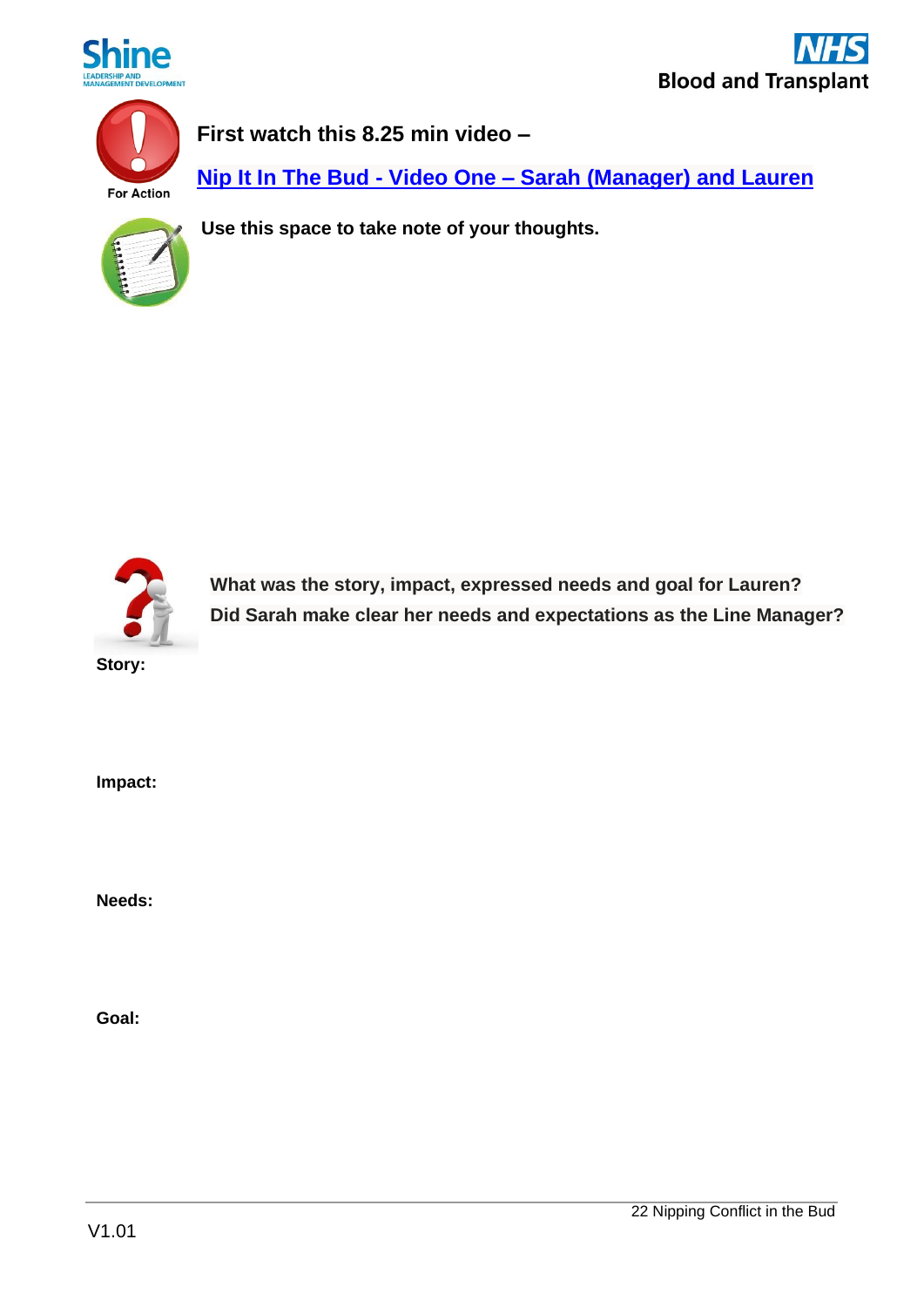For Action

**First watch this 8.25 min video –**

**Nip It In The Bud - Video One – Sarah (Manager) and Lauren**

**Use this space to take note of your thoughts.**

**What was the story, impact, expressed needs and goal for Lauren?**
**Did Sarah make clear her needs and expectations as the Line Manager?**

**Story:**

**Impact:**

**Needs:**

**Goal:**

V1.01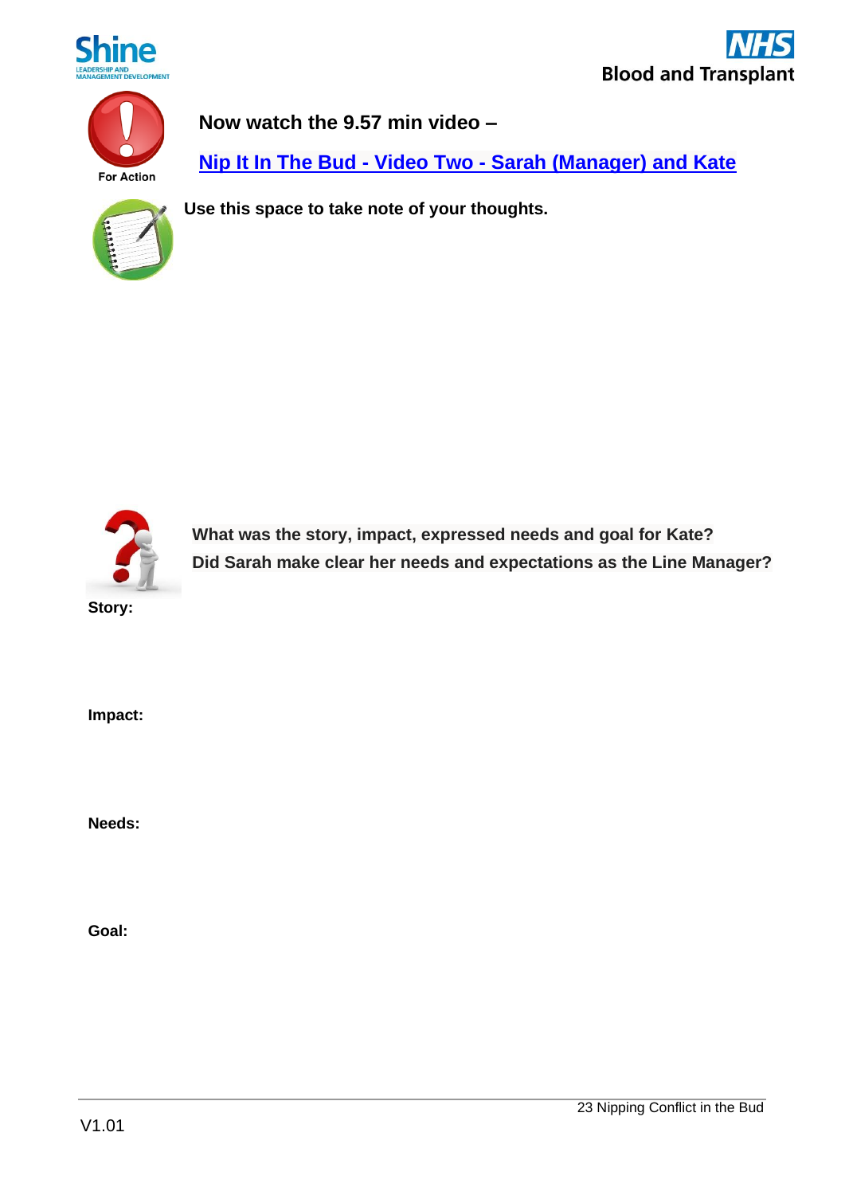For Action

**Now watch the 9.57 min video –**

**Nip It In The Bud - Video Two - Sarah (Manager) and Kate**

**Use this space to take note of your thoughts.**

**What was the story, impact, expressed needs and goal for Kate?**

**Did Sarah make clear her needs and expectations as the Line Manager?**

**Story:**

**Impact:**

**Needs:**

**Goal:**

V1.01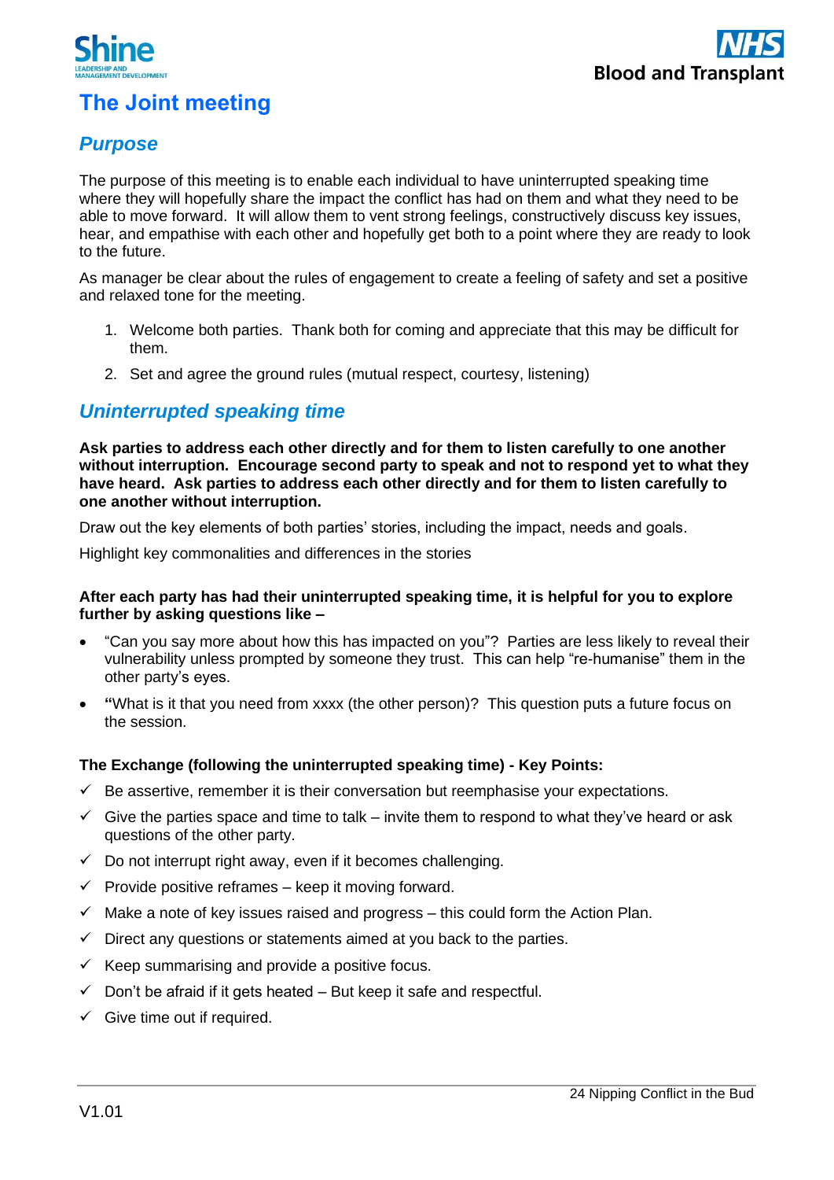# The Joint meeting

## *Purpose*

The purpose of this meeting is to enable each individual to have uninterrupted speaking time where they will hopefully share the impact the conflict has had on them and what they need to be able to move forward. It will allow them to vent strong feelings, constructively discuss key issues, hear, and empathise with each other and hopefully get both to a point where they are ready to look to the future.

As manager be clear about the rules of engagement to create a feeling of safety and set a positive and relaxed tone for the meeting.

1. Welcome both parties. Thank both for coming and appreciate that this may be difficult for them.
2. Set and agree the ground rules (mutual respect, courtesy, listening)

## *Uninterrupted speaking time*

**Ask parties to address each other directly and for them to listen carefully to one another without interruption. Encourage second party to speak and not to respond yet to what they have heard. Ask parties to address each other directly and for them to listen carefully to one another without interruption.**

Draw out the key elements of both parties' stories, including the impact, needs and goals.

Highlight key commonalities and differences in the stories

**After each party has had their uninterrupted speaking time, it is helpful for you to explore further by asking questions like –**

- "Can you say more about how this has impacted on you"? Parties are less likely to reveal their vulnerability unless prompted by someone they trust. This can help "re-humanise" them in the other party's eyes.
- **"**What is it that you need from xxxx (the other person)? This question puts a future focus on the session.

**The Exchange (following the uninterrupted speaking time) - Key Points:**

- ✓ Be assertive, remember it is their conversation but reemphasise your expectations.
- ✓ Give the parties space and time to talk – invite them to respond to what they've heard or ask questions of the other party.
- ✓ Do not interrupt right away, even if it becomes challenging.
- ✓ Provide positive reframes – keep it moving forward.
- ✓ Make a note of key issues raised and progress – this could form the Action Plan.
- ✓ Direct any questions or statements aimed at you back to the parties.
- ✓ Keep summarising and provide a positive focus.
- ✓ Don't be afraid if it gets heated – But keep it safe and respectful.
- ✓ Give time out if required.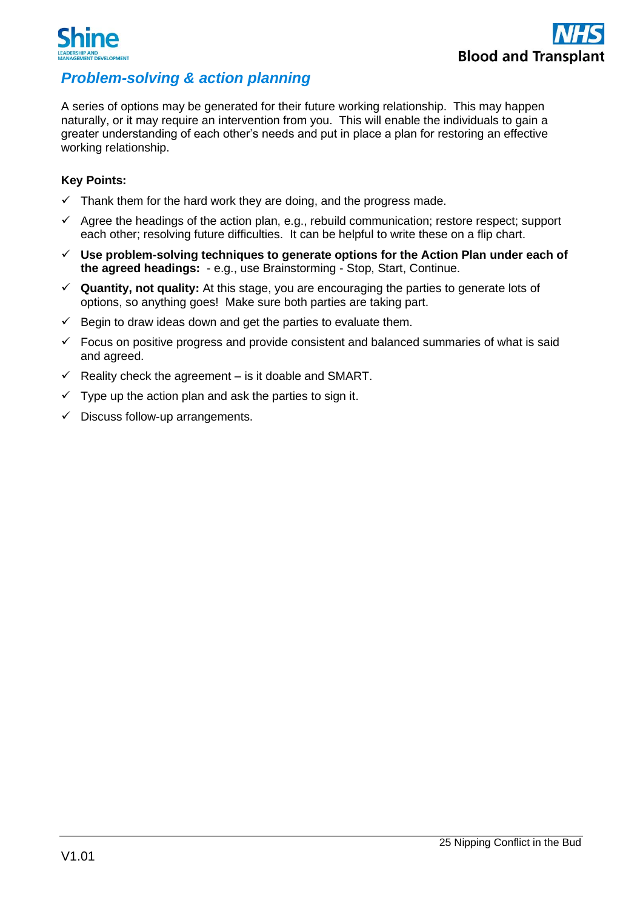## *Problem-solving & action planning*

A series of options may be generated for their future working relationship. This may happen naturally, or it may require an intervention from you. This will enable the individuals to gain a greater understanding of each other's needs and put in place a plan for restoring an effective working relationship.

**Key Points:**

- ✓ Thank them for the hard work they are doing, and the progress made.
- ✓ Agree the headings of the action plan, e.g., rebuild communication; restore respect; support each other; resolving future difficulties. It can be helpful to write these on a flip chart.
- ✓ **Use problem-solving techniques to generate options for the Action Plan under each of the agreed headings:** - e.g., use Brainstorming - Stop, Start, Continue.
- ✓ **Quantity, not quality:** At this stage, you are encouraging the parties to generate lots of options, so anything goes! Make sure both parties are taking part.
- ✓ Begin to draw ideas down and get the parties to evaluate them.
- ✓ Focus on positive progress and provide consistent and balanced summaries of what is said and agreed.
- ✓ Reality check the agreement – is it doable and SMART.
- ✓ Type up the action plan and ask the parties to sign it.
- ✓ Discuss follow-up arrangements.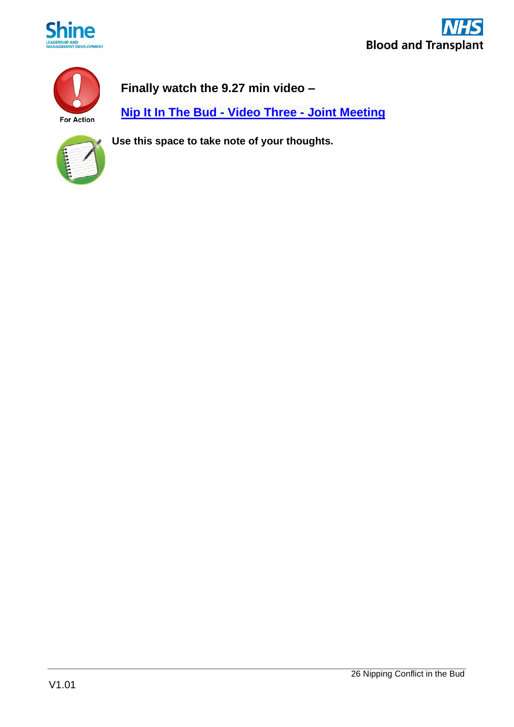For Action

**Finally watch the 9.27 min video –**

**Nip It In The Bud - Video Three - Joint Meeting**

**Use this space to take note of your thoughts.**

V1.01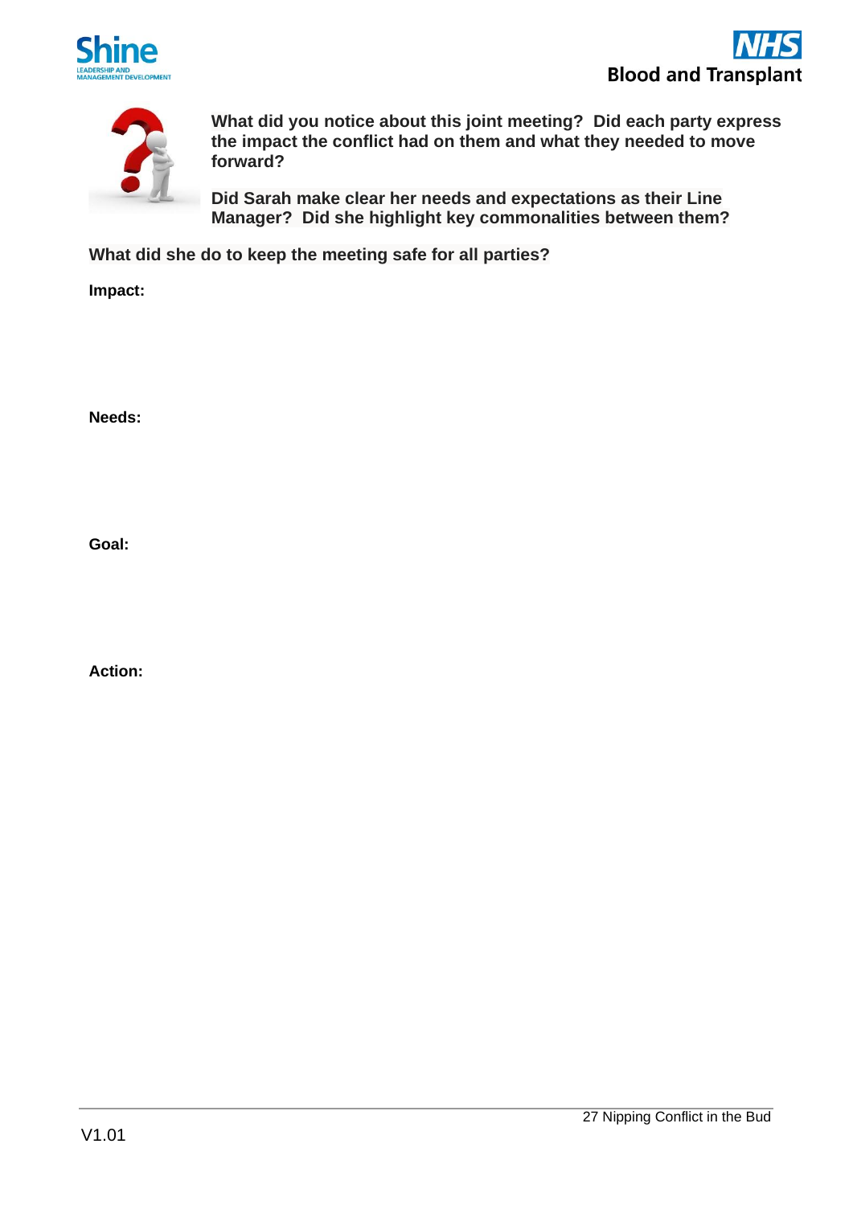**What did you notice about this joint meeting? Did each party express the impact the conflict had on them and what they needed to move forward?**

**Did Sarah make clear her needs and expectations as their Line Manager? Did she highlight key commonalities between them?**

**What did she do to keep the meeting safe for all parties?**

**Impact:**

**Needs:**

**Goal:**

**Action:**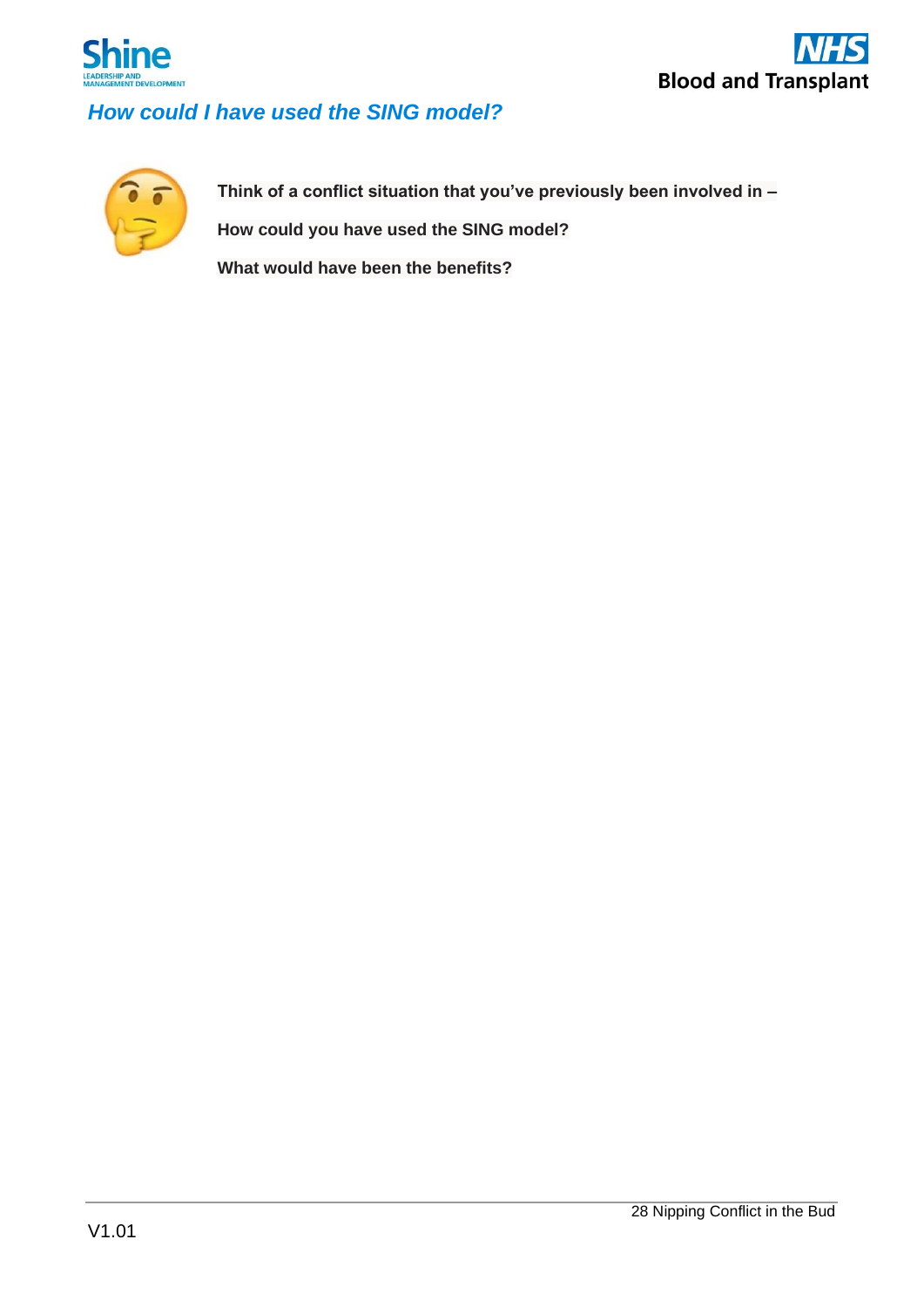## *How could I have used the SING model?*

**Think of a conflict situation that you've previously been involved in –**

**How could you have used the SING model?**

**What would have been the benefits?**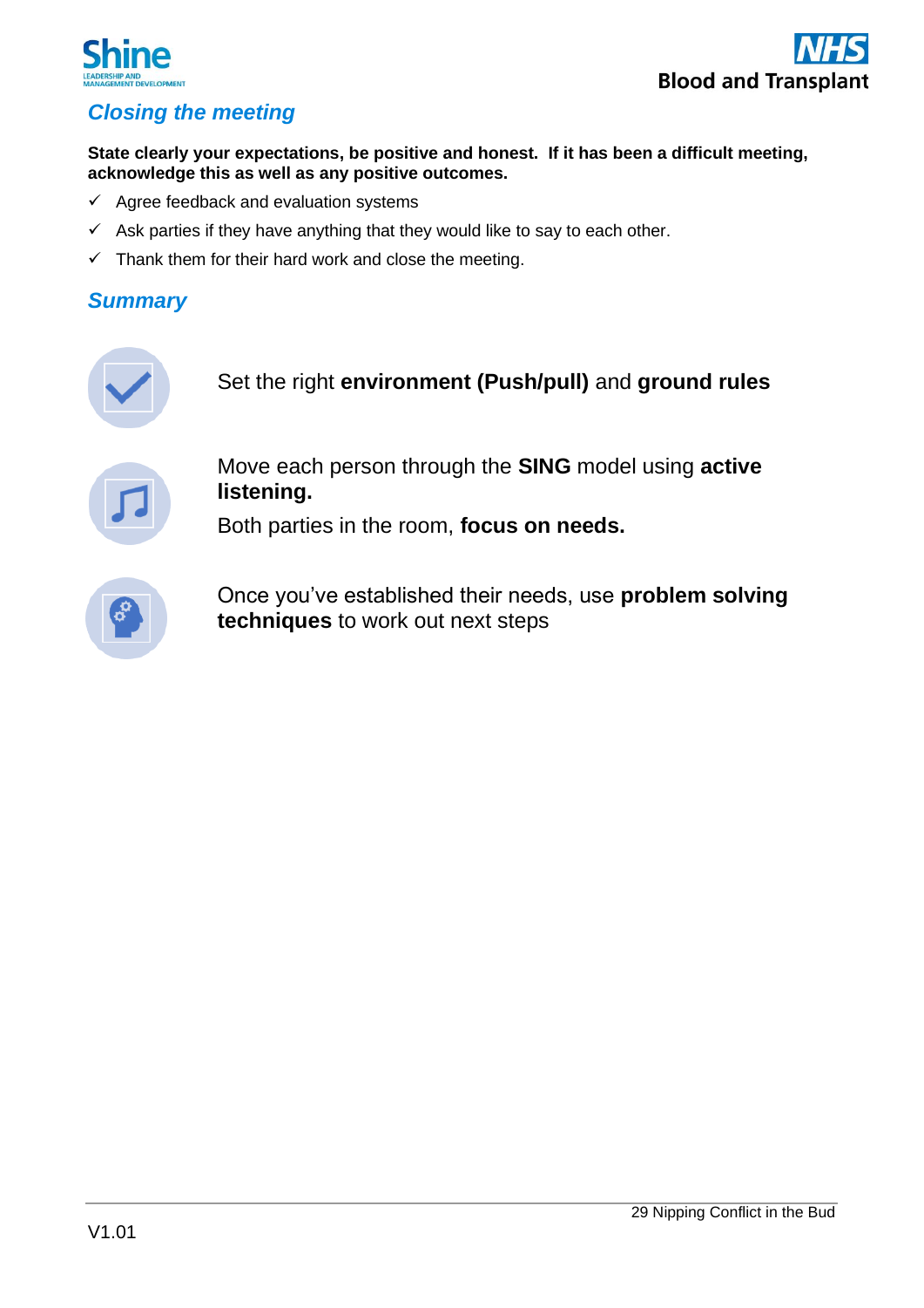## Closing the meeting

**State clearly your expectations, be positive and honest. If it has been a difficult meeting, acknowledge this as well as any positive outcomes.**

- ✓ Agree feedback and evaluation systems
- ✓ Ask parties if they have anything that they would like to say to each other.
- ✓ Thank them for their hard work and close the meeting.

## Summary

Set the right **environment (Push/pull)** and **ground rules**

Move each person through the **SING** model using **active listening.**

Both parties in the room, **focus on needs.**

Once you've established their needs, use **problem solving techniques** to work out next steps

V1.01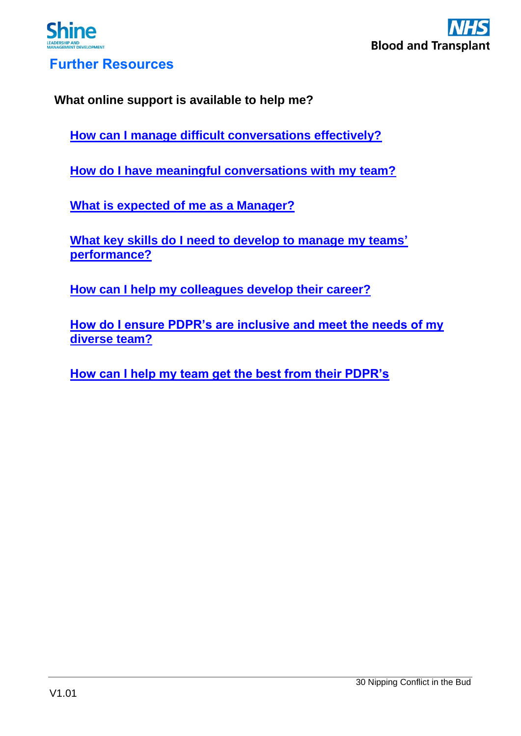## Further Resources

**What online support is available to help me?**

**How can I manage difficult conversations effectively?**

**How do I have meaningful conversations with my team?**

**What is expected of me as a Manager?**

**What key skills do I need to develop to manage my teams' performance?**

**How can I help my colleagues develop their career?**

**How do I ensure PDPR's are inclusive and meet the needs of my diverse team?**

**How can I help my team get the best from their PDPR's**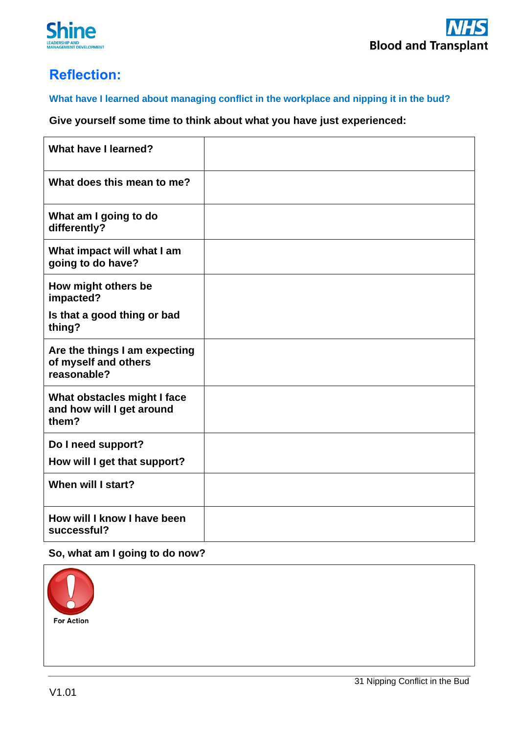## Reflection:

**What have I learned about managing conflict in the workplace and nipping it in the bud?**

**Give yourself some time to think about what you have just experienced:**

| | |
|---|---|
| **What have I learned?** | |
| **What does this mean to me?** | |
| **What am I going to do differently?** | |
| **What impact will what I am going to do have?** | |
| **How might others be impacted?**<br>**Is that a good thing or bad thing?** | |
| **Are the things I am expecting of myself and others reasonable?** | |
| **What obstacles might I face and how will I get around them?** | |
| **Do I need support?**<br>**How will I get that support?** | |
| **When will I start?** | |
| **How will I know I have been successful?** | |

**So, what am I going to do now?**

**For Action**

V1.01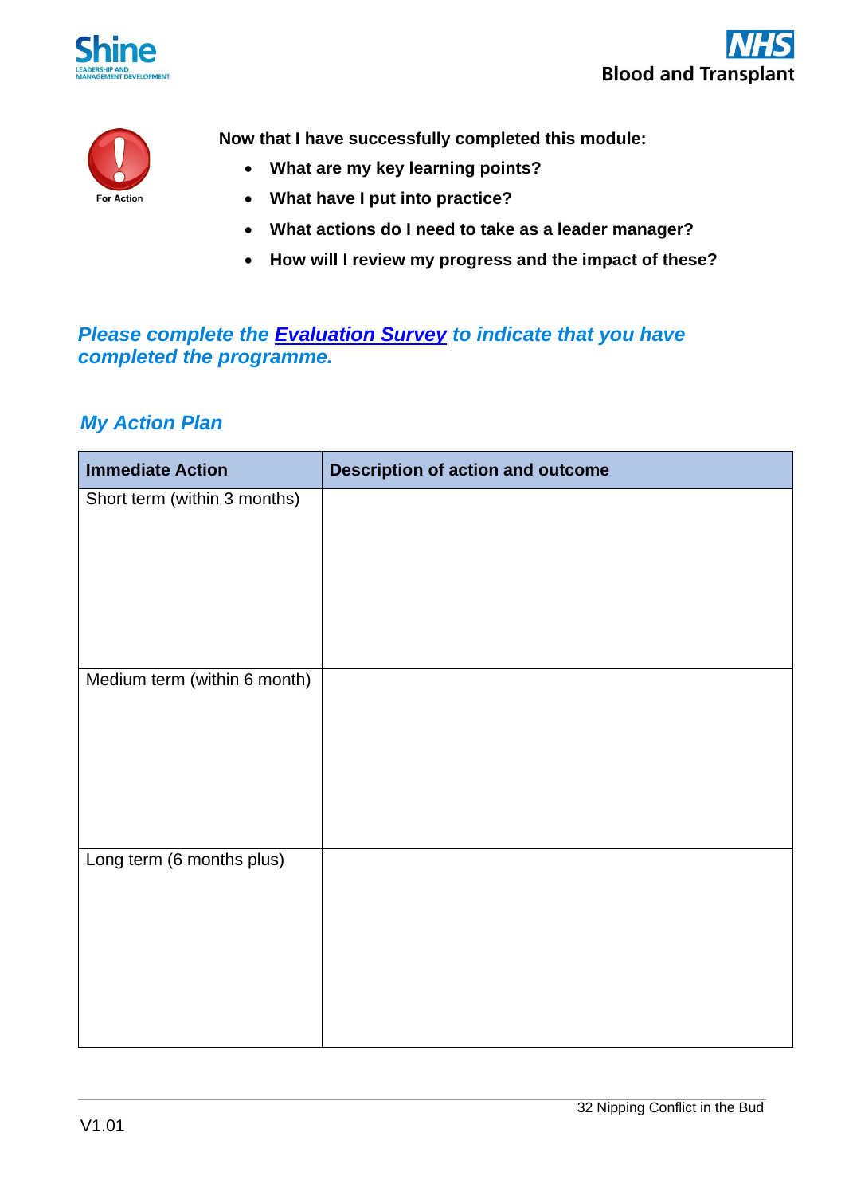For Action

**Now that I have successfully completed this module:**

- **What are my key learning points?**
- **What have I put into practice?**
- **What actions do I need to take as a leader manager?**
- **How will I review my progress and the impact of these?**

***Please complete the [Evaluation Survey] to indicate that you have completed the programme.***

## *My Action Plan*

| Immediate Action | Description of action and outcome |
|---|---|
| Short term (within 3 months) | |
| Medium term (within 6 month) | |
| Long term (6 months plus) | |

V1.01